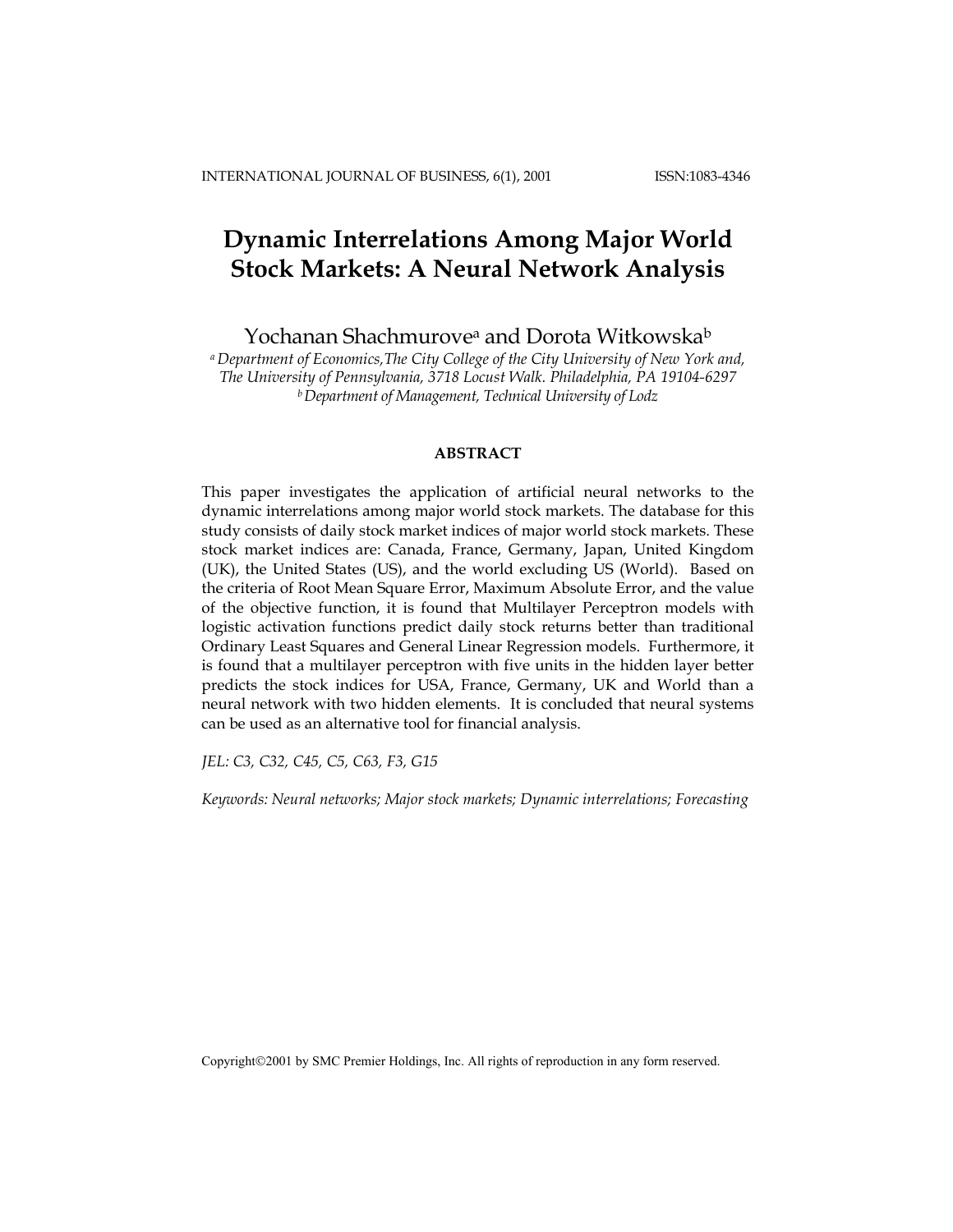# Dynamic Interrelations Among Major World Stock Markets: A Neural Network Analysis

Yochanan Shachmurove[a] and Dorota Witkowska[b]

[a] *Department of Economics, The City College of the City University of New York and, The University of Pennsylvania, 3718 Locust Walk. Philadelphia, PA 19104-6297*

[b] *Department of Management, Technical University of Lodz*

## ABSTRACT

This paper investigates the application of artificial neural networks to the dynamic interrelations among major world stock markets. The database for this study consists of daily stock market indices of major world stock markets. These stock market indices are: Canada, France, Germany, Japan, United Kingdom (UK), the United States (US), and the world excluding US (World). Based on the criteria of Root Mean Square Error, Maximum Absolute Error, and the value of the objective function, it is found that Multilayer Perceptron models with logistic activation functions predict daily stock returns better than traditional Ordinary Least Squares and General Linear Regression models. Furthermore, it is found that a multilayer perceptron with five units in the hidden layer better predicts the stock indices for USA, France, Germany, UK and World than a neural network with two hidden elements. It is concluded that neural systems can be used as an alternative tool for financial analysis.

*JEL: C3, C32, C45, C5, C63, F3, G15*

*Keywords: Neural networks; Major stock markets; Dynamic interrelations; Forecasting*

Copyright©2001 by SMC Premier Holdings, Inc. All rights of reproduction in any form reserved.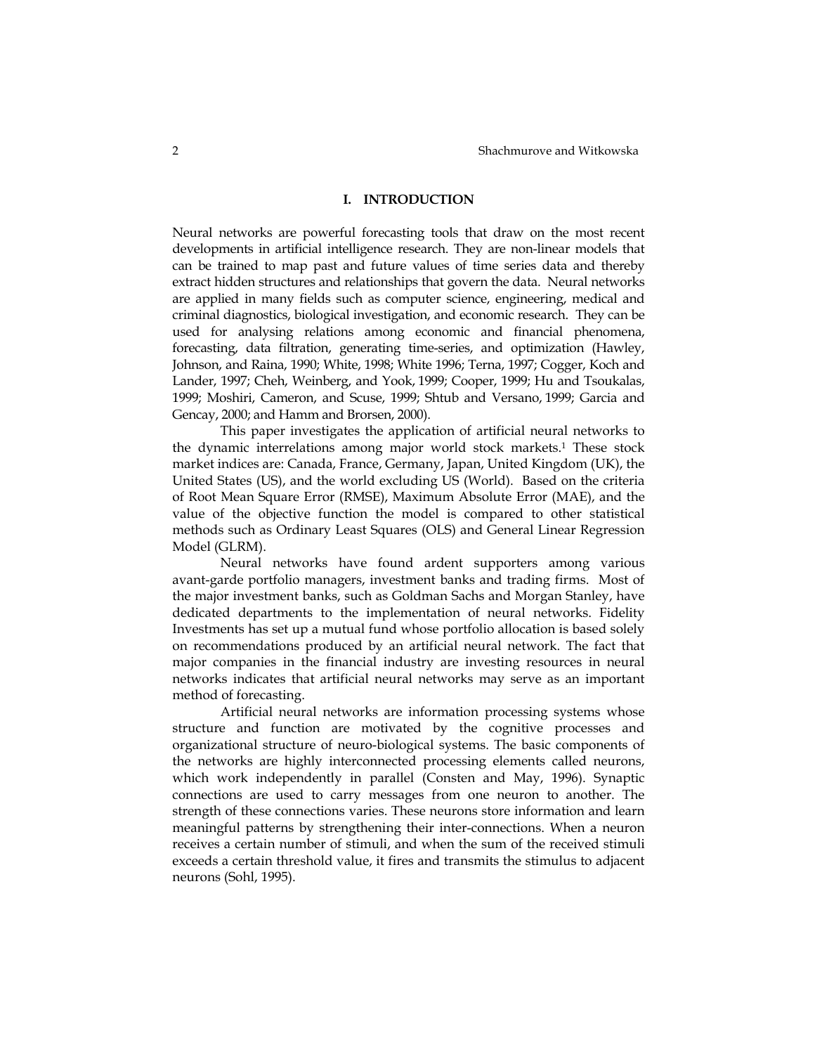## I. INTRODUCTION

Neural networks are powerful forecasting tools that draw on the most recent developments in artificial intelligence research. They are non-linear models that can be trained to map past and future values of time series data and thereby extract hidden structures and relationships that govern the data. Neural networks are applied in many fields such as computer science, engineering, medical and criminal diagnostics, biological investigation, and economic research. They can be used for analysing relations among economic and financial phenomena, forecasting, data filtration, generating time-series, and optimization (Hawley, Johnson, and Raina, 1990; White, 1998; White 1996; Terna, 1997; Cogger, Koch and Lander, 1997; Cheh, Weinberg, and Yook, 1999; Cooper, 1999; Hu and Tsoukalas, 1999; Moshiri, Cameron, and Scuse, 1999; Shtub and Versano, 1999; Garcia and Gencay, 2000; and Hamm and Brorsen, 2000).

This paper investigates the application of artificial neural networks to the dynamic interrelations among major world stock markets.[1] These stock market indices are: Canada, France, Germany, Japan, United Kingdom (UK), the United States (US), and the world excluding US (World). Based on the criteria of Root Mean Square Error (RMSE), Maximum Absolute Error (MAE), and the value of the objective function the model is compared to other statistical methods such as Ordinary Least Squares (OLS) and General Linear Regression Model (GLRM).

Neural networks have found ardent supporters among various avant-garde portfolio managers, investment banks and trading firms. Most of the major investment banks, such as Goldman Sachs and Morgan Stanley, have dedicated departments to the implementation of neural networks. Fidelity Investments has set up a mutual fund whose portfolio allocation is based solely on recommendations produced by an artificial neural network. The fact that major companies in the financial industry are investing resources in neural networks indicates that artificial neural networks may serve as an important method of forecasting.

Artificial neural networks are information processing systems whose structure and function are motivated by the cognitive processes and organizational structure of neuro-biological systems. The basic components of the networks are highly interconnected processing elements called neurons, which work independently in parallel (Consten and May, 1996). Synaptic connections are used to carry messages from one neuron to another. The strength of these connections varies. These neurons store information and learn meaningful patterns by strengthening their inter-connections. When a neuron receives a certain number of stimuli, and when the sum of the received stimuli exceeds a certain threshold value, it fires and transmits the stimulus to adjacent neurons (Sohl, 1995).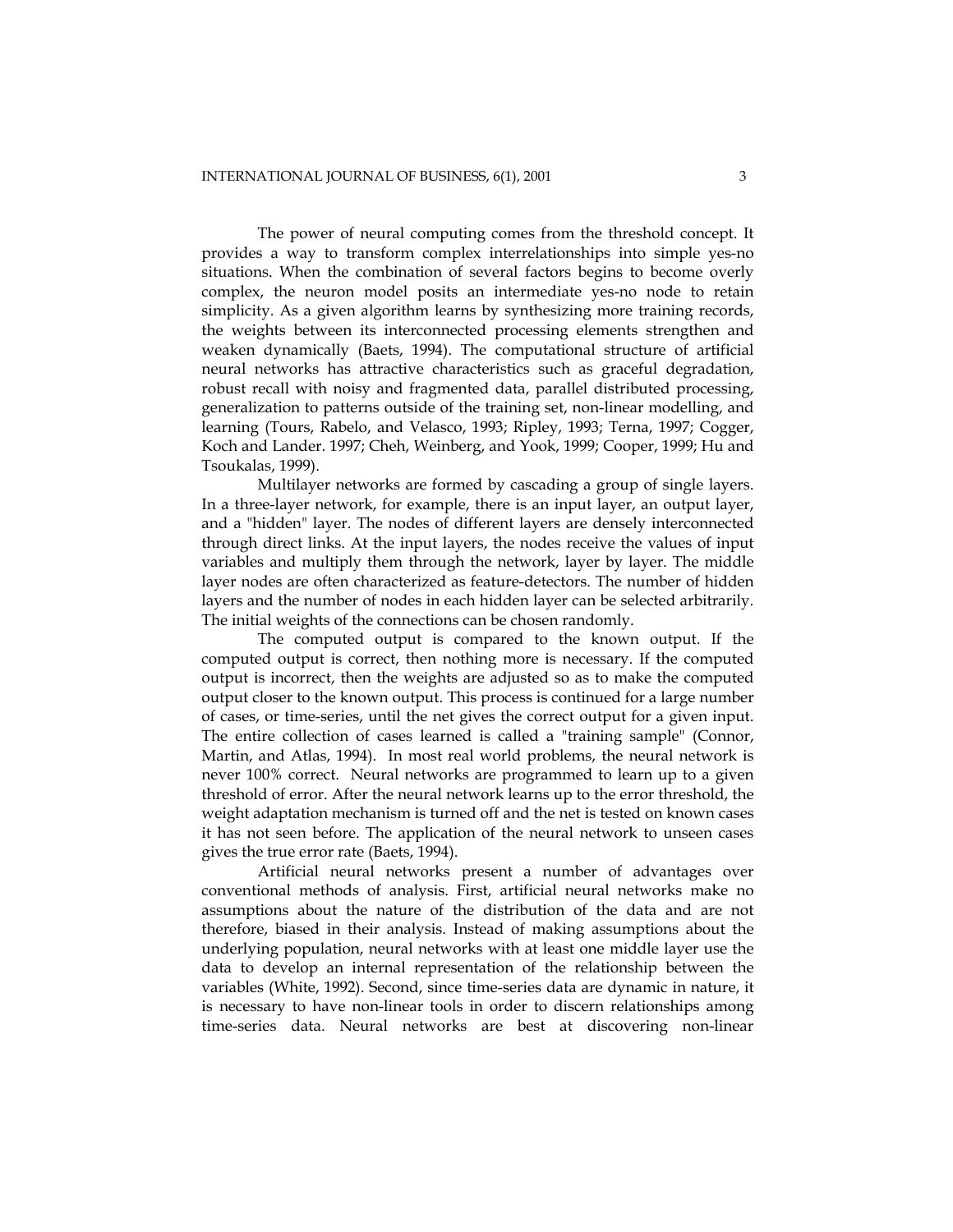The power of neural computing comes from the threshold concept. It provides a way to transform complex interrelationships into simple yes-no situations. When the combination of several factors begins to become overly complex, the neuron model posits an intermediate yes-no node to retain simplicity. As a given algorithm learns by synthesizing more training records, the weights between its interconnected processing elements strengthen and weaken dynamically (Baets, 1994). The computational structure of artificial neural networks has attractive characteristics such as graceful degradation, robust recall with noisy and fragmented data, parallel distributed processing, generalization to patterns outside of the training set, non-linear modelling, and learning (Tours, Rabelo, and Velasco, 1993; Ripley, 1993; Terna, 1997; Cogger, Koch and Lander. 1997; Cheh, Weinberg, and Yook, 1999; Cooper, 1999; Hu and Tsoukalas, 1999).

Multilayer networks are formed by cascading a group of single layers. In a three-layer network, for example, there is an input layer, an output layer, and a "hidden" layer. The nodes of different layers are densely interconnected through direct links. At the input layers, the nodes receive the values of input variables and multiply them through the network, layer by layer. The middle layer nodes are often characterized as feature-detectors. The number of hidden layers and the number of nodes in each hidden layer can be selected arbitrarily. The initial weights of the connections can be chosen randomly.

The computed output is compared to the known output. If the computed output is correct, then nothing more is necessary. If the computed output is incorrect, then the weights are adjusted so as to make the computed output closer to the known output. This process is continued for a large number of cases, or time-series, until the net gives the correct output for a given input. The entire collection of cases learned is called a "training sample" (Connor, Martin, and Atlas, 1994). In most real world problems, the neural network is never 100% correct. Neural networks are programmed to learn up to a given threshold of error. After the neural network learns up to the error threshold, the weight adaptation mechanism is turned off and the net is tested on known cases it has not seen before. The application of the neural network to unseen cases gives the true error rate (Baets, 1994).

Artificial neural networks present a number of advantages over conventional methods of analysis. First, artificial neural networks make no assumptions about the nature of the distribution of the data and are not therefore, biased in their analysis. Instead of making assumptions about the underlying population, neural networks with at least one middle layer use the data to develop an internal representation of the relationship between the variables (White, 1992). Second, since time-series data are dynamic in nature, it is necessary to have non-linear tools in order to discern relationships among time-series data. Neural networks are best at discovering non-linear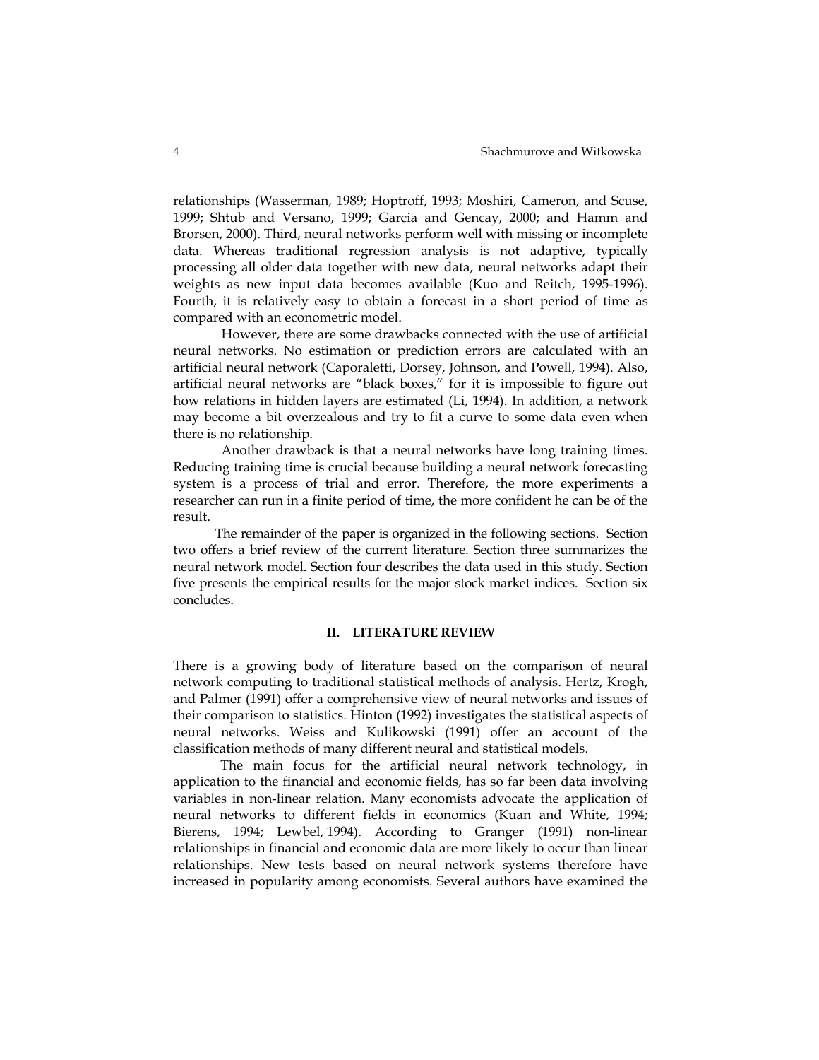relationships (Wasserman, 1989; Hoptroff, 1993; Moshiri, Cameron, and Scuse, 1999; Shtub and Versano, 1999; Garcia and Gencay, 2000; and Hamm and Brorsen, 2000). Third, neural networks perform well with missing or incomplete data. Whereas traditional regression analysis is not adaptive, typically processing all older data together with new data, neural networks adapt their weights as new input data becomes available (Kuo and Reitch, 1995-1996). Fourth, it is relatively easy to obtain a forecast in a short period of time as compared with an econometric model.

However, there are some drawbacks connected with the use of artificial neural networks. No estimation or prediction errors are calculated with an artificial neural network (Caporaletti, Dorsey, Johnson, and Powell, 1994). Also, artificial neural networks are "black boxes," for it is impossible to figure out how relations in hidden layers are estimated (Li, 1994). In addition, a network may become a bit overzealous and try to fit a curve to some data even when there is no relationship.

Another drawback is that a neural networks have long training times. Reducing training time is crucial because building a neural network forecasting system is a process of trial and error. Therefore, the more experiments a researcher can run in a finite period of time, the more confident he can be of the result.

The remainder of the paper is organized in the following sections. Section two offers a brief review of the current literature. Section three summarizes the neural network model. Section four describes the data used in this study. Section five presents the empirical results for the major stock market indices. Section six concludes.

## II. LITERATURE REVIEW

There is a growing body of literature based on the comparison of neural network computing to traditional statistical methods of analysis. Hertz, Krogh, and Palmer (1991) offer a comprehensive view of neural networks and issues of their comparison to statistics. Hinton (1992) investigates the statistical aspects of neural networks. Weiss and Kulikowski (1991) offer an account of the classification methods of many different neural and statistical models.

The main focus for the artificial neural network technology, in application to the financial and economic fields, has so far been data involving variables in non-linear relation. Many economists advocate the application of neural networks to different fields in economics (Kuan and White, 1994; Bierens, 1994; Lewbel, 1994). According to Granger (1991) non-linear relationships in financial and economic data are more likely to occur than linear relationships. New tests based on neural network systems therefore have increased in popularity among economists. Several authors have examined the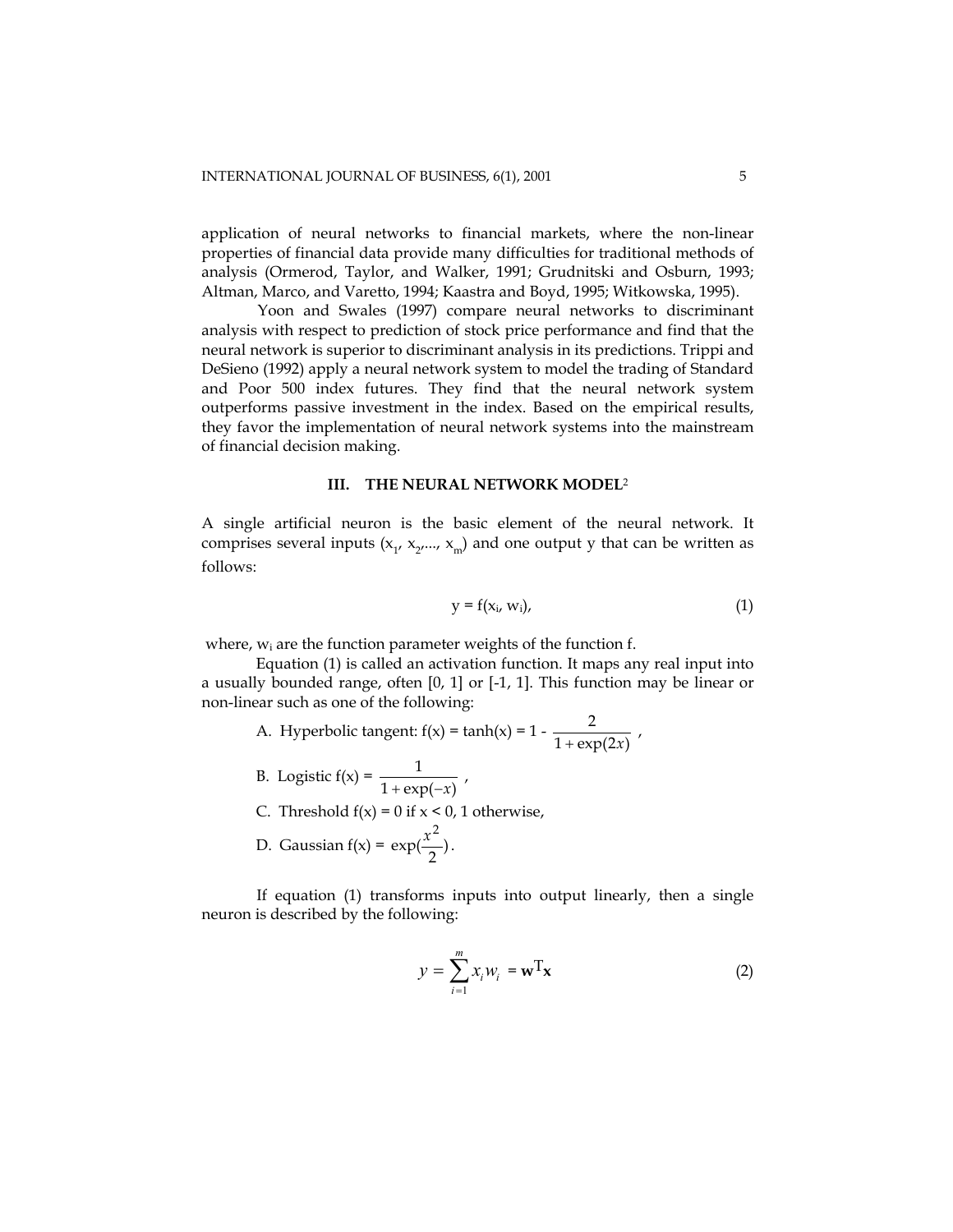application of neural networks to financial markets, where the non-linear properties of financial data provide many difficulties for traditional methods of analysis (Ormerod, Taylor, and Walker, 1991; Grudnitski and Osburn, 1993; Altman, Marco, and Varetto, 1994; Kaastra and Boyd, 1995; Witkowska, 1995).

Yoon and Swales (1997) compare neural networks to discriminant analysis with respect to prediction of stock price performance and find that the neural network is superior to discriminant analysis in its predictions. Trippi and DeSieno (1992) apply a neural network system to model the trading of Standard and Poor 500 index futures. They find that the neural network system outperforms passive investment in the index. Based on the empirical results, they favor the implementation of neural network systems into the mainstream of financial decision making.

## III. THE NEURAL NETWORK MODEL[2]

A single artificial neuron is the basic element of the neural network. It comprises several inputs ($x_1, x_2, ..., x_m$) and one output y that can be written as follows:

$$y = f(x_i, w_i), \tag{1}$$

where, $w_i$ are the function parameter weights of the function f.

Equation (1) is called an activation function. It maps any real input into a usually bounded range, often [0, 1] or [-1, 1]. This function may be linear or non-linear such as one of the following:

A. Hyperbolic tangent: $f(x) = \tanh(x) = 1 - \dfrac{2}{1+\exp(2x)}$ ,

B. Logistic $f(x) = \dfrac{1}{1+\exp(-x)}$ ,

C. Threshold f(x) = 0 if x < 0, 1 otherwise,

D. Gaussian $f(x) = \exp(\dfrac{x^2}{2})$.

If equation (1) transforms inputs into output linearly, then a single neuron is described by the following:

$$y = \sum_{i=1}^{m} x_i w_i = \mathbf{w}^{\mathrm{T}}\mathbf{x} \tag{2}$$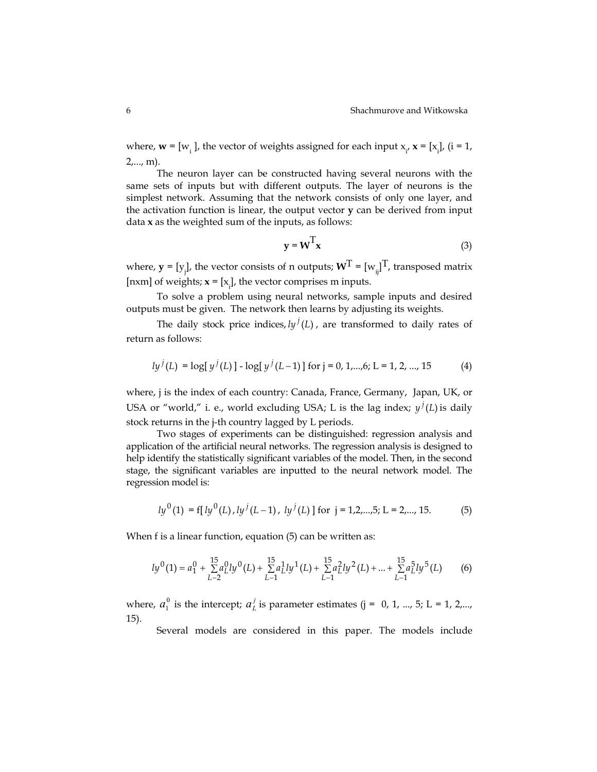where, $\mathbf{w} = [w_i]$, the vector of weights assigned for each input $x_i$, $\mathbf{x} = [x_i]$, (i = 1, 2,..., m).

The neuron layer can be constructed having several neurons with the same sets of inputs but with different outputs. The layer of neurons is the simplest network. Assuming that the network consists of only one layer, and the activation function is linear, the output vector **y** can be derived from input data **x** as the weighted sum of the inputs, as follows:

$$\mathbf{y} = \mathbf{W}^{\mathrm{T}}\mathbf{x} \tag{3}$$

where, $\mathbf{y} = [y_j]$, the vector consists of n outputs; $\mathbf{W}^{\mathrm{T}} = [w_{ij}]^{\mathrm{T}}$, transposed matrix [nxm] of weights; $\mathbf{x} = [x_i]$, the vector comprises m inputs.

To solve a problem using neural networks, sample inputs and desired outputs must be given. The network then learns by adjusting its weights.

The daily stock price indices, $ly^j(L)$, are transformed to daily rates of return as follows:

$$ly^j(L) = \log[y^j(L)] - \log[y^j(L-1)] \text{ for j = 0, 1,...,6; L = 1, 2, ..., 15} \tag{4}$$

where, j is the index of each country: Canada, France, Germany, Japan, UK, or USA or "world," i. e., world excluding USA; L is the lag index; $y^j(L)$ is daily stock returns in the j-th country lagged by L periods.

Two stages of experiments can be distinguished: regression analysis and application of the artificial neural networks. The regression analysis is designed to help identify the statistically significant variables of the model. Then, in the second stage, the significant variables are inputted to the neural network model. The regression model is:

$$ly^0(1) = \mathrm{f}[ly^0(L), ly^j(L-1), ly^j(L)] \text{ for j = 1,2,...,5; L = 2,..., 15.} \tag{5}$$

When f is a linear function, equation (5) can be written as:

$$ly^0(1) = a_1^0 + \sum_{L-2}^{15} a_L^0 ly^0(L) + \sum_{L-1}^{15} a_L^1 ly^1(L) + \sum_{L-1}^{15} a_L^2 ly^2(L) + \ldots + \sum_{L-1}^{15} a_L^5 ly^5(L) \tag{6}$$

where, $a_1^0$ is the intercept; $a_L^j$ is parameter estimates (j = 0, 1, ..., 5; L = 1, 2,..., 15).

Several models are considered in this paper. The models include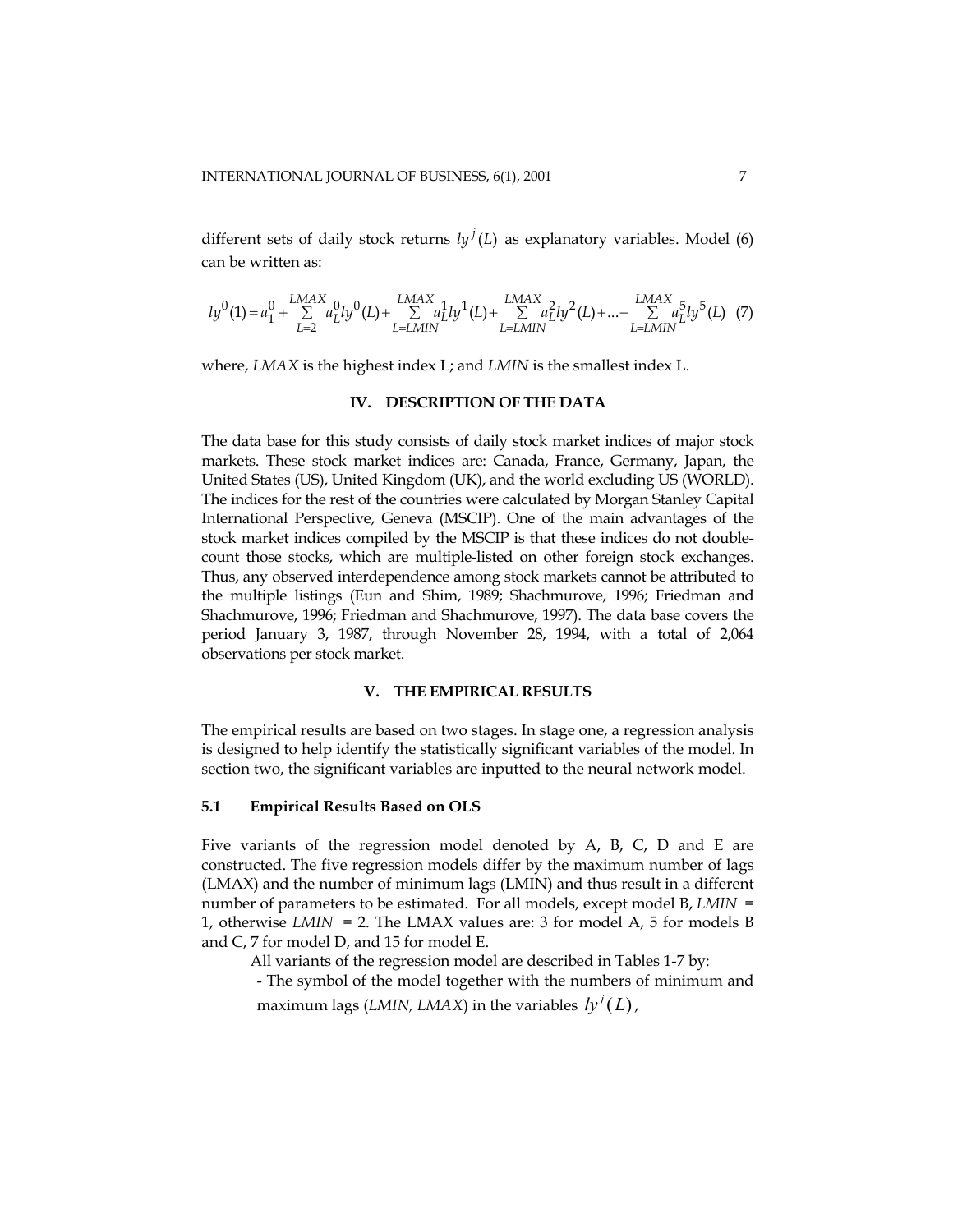different sets of daily stock returns $ly^j(L)$ as explanatory variables. Model (6) can be written as:

$$ly^0(1) = a_1^0 + \sum_{L=2}^{LMAX} a_L^0 ly^0(L) + \sum_{L=LMIN}^{LMAX} a_L^1 ly^1(L) + \sum_{L=LMIN}^{LMAX} a_L^2 ly^2(L) + \ldots + \sum_{L=LMIN}^{LMAX} a_L^5 ly^5(L) \quad (7)$$

where, *LMAX* is the highest index L; and *LMIN* is the smallest index L.

## IV. DESCRIPTION OF THE DATA

The data base for this study consists of daily stock market indices of major stock markets. These stock market indices are: Canada, France, Germany, Japan, the United States (US), United Kingdom (UK), and the world excluding US (WORLD). The indices for the rest of the countries were calculated by Morgan Stanley Capital International Perspective, Geneva (MSCIP). One of the main advantages of the stock market indices compiled by the MSCIP is that these indices do not double-count those stocks, which are multiple-listed on other foreign stock exchanges. Thus, any observed interdependence among stock markets cannot be attributed to the multiple listings (Eun and Shim, 1989; Shachmurove, 1996; Friedman and Shachmurove, 1996; Friedman and Shachmurove, 1997). The data base covers the period January 3, 1987, through November 28, 1994, with a total of 2,064 observations per stock market.

## V. THE EMPIRICAL RESULTS

The empirical results are based on two stages. In stage one, a regression analysis is designed to help identify the statistically significant variables of the model. In section two, the significant variables are inputted to the neural network model.

### 5.1 Empirical Results Based on OLS

Five variants of the regression model denoted by A, B, C, D and E are constructed. The five regression models differ by the maximum number of lags (LMAX) and the number of minimum lags (LMIN) and thus result in a different number of parameters to be estimated. For all models, except model B, *LMIN* = 1, otherwise *LMIN* = 2. The LMAX values are: 3 for model A, 5 for models B and C, 7 for model D, and 15 for model E.

All variants of the regression model are described in Tables 1-7 by:

- The symbol of the model together with the numbers of minimum and maximum lags (*LMIN, LMAX*) in the variables $ly^j(L)$,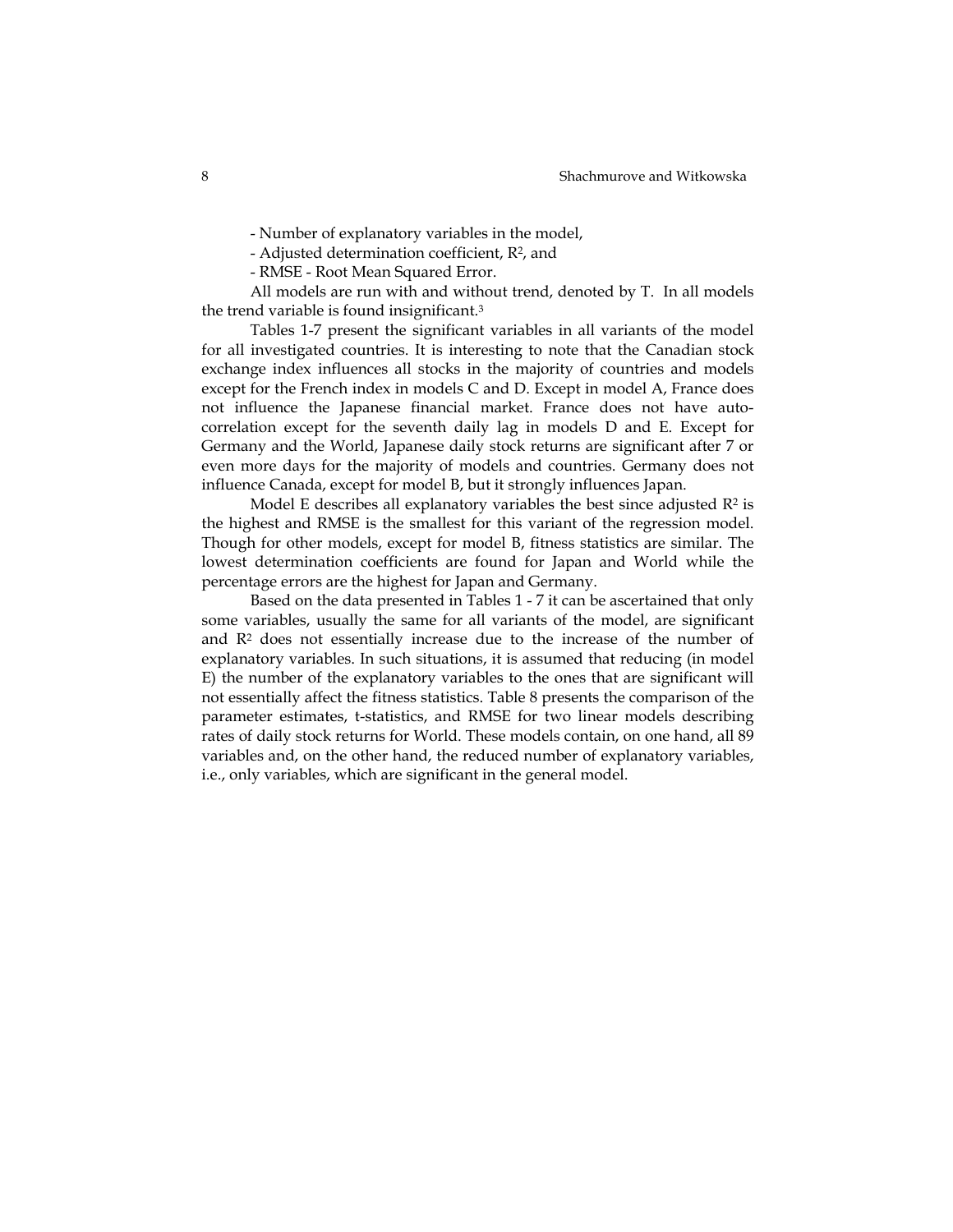- Number of explanatory variables in the model,

- Adjusted determination coefficient, $R^2$, and

- RMSE - Root Mean Squared Error.

All models are run with and without trend, denoted by T. In all models the trend variable is found insignificant.[3]

Tables 1-7 present the significant variables in all variants of the model for all investigated countries. It is interesting to note that the Canadian stock exchange index influences all stocks in the majority of countries and models except for the French index in models C and D. Except in model A, France does not influence the Japanese financial market. France does not have auto-correlation except for the seventh daily lag in models D and E. Except for Germany and the World, Japanese daily stock returns are significant after 7 or even more days for the majority of models and countries. Germany does not influence Canada, except for model B, but it strongly influences Japan.

Model E describes all explanatory variables the best since adjusted $R^2$ is the highest and RMSE is the smallest for this variant of the regression model. Though for other models, except for model B, fitness statistics are similar. The lowest determination coefficients are found for Japan and World while the percentage errors are the highest for Japan and Germany.

Based on the data presented in Tables 1 - 7 it can be ascertained that only some variables, usually the same for all variants of the model, are significant and $R^2$ does not essentially increase due to the increase of the number of explanatory variables. In such situations, it is assumed that reducing (in model E) the number of the explanatory variables to the ones that are significant will not essentially affect the fitness statistics. Table 8 presents the comparison of the parameter estimates, t-statistics, and RMSE for two linear models describing rates of daily stock returns for World. These models contain, on one hand, all 89 variables and, on the other hand, the reduced number of explanatory variables, i.e., only variables, which are significant in the general model.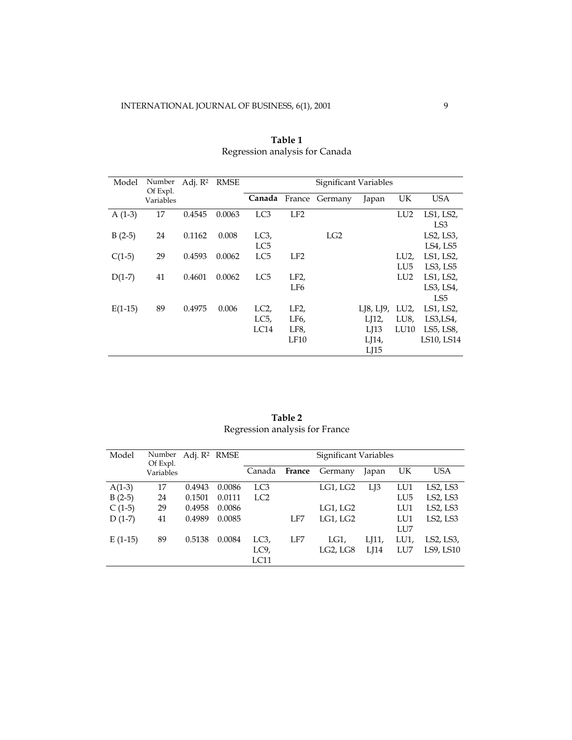**Table 1**
Regression analysis for Canada

| Model | Number Of Expl. Variables | Adj. $R^2$ | RMSE | Significant Variables | | | | | |
|---|---|---|---|---|---|---|---|---|---|
| | | | | **Canada** | France | Germany | Japan | UK | USA |
| A (1-3) | 17 | 0.4545 | 0.0063 | LC3 | LF2 | | | LU2 | LS1, LS2, LS3 |
| B (2-5) | 24 | 0.1162 | 0.008 | LC3, LC5 | | LG2 | | | LS2, LS3, LS4, LS5 |
| C(1-5) | 29 | 0.4593 | 0.0062 | LC5 | LF2 | | | LU2, LU5 | LS1, LS2, LS3, LS5 |
| D(1-7) | 41 | 0.4601 | 0.0062 | LC5 | LF2, LF6 | | | LU2 | LS1, LS2, LS3, LS4, LS5 |
| E(1-15) | 89 | 0.4975 | 0.006 | LC2, LC5, LC14 | LF2, LF6, LF8, LF10 | | LJ8, LJ9, LJ12, LJ13 LJ14, LJ15 | LU2, LU8, LU10 | LS1, LS2, LS3,LS4, LS5, LS8, LS10, LS14 |

**Table 2**
Regression analysis for France

| Model | Number Of Expl. Variables | Adj. $R^2$ | RMSE | Significant Variables | | | | | |
|---|---|---|---|---|---|---|---|---|---|
| | | | | Canada | **France** | Germany | Japan | UK | USA |
| A(1-3) | 17 | 0.4943 | 0.0086 | LC3 | | LG1, LG2 | LJ3 | LU1 | LS2, LS3 |
| B (2-5) | 24 | 0.1501 | 0.0111 | LC2 | | | | LU5 | LS2, LS3 |
| C (1-5) | 29 | 0.4958 | 0.0086 | | | LG1, LG2 | | LU1 | LS2, LS3 |
| D (1-7) | 41 | 0.4989 | 0.0085 | | LF7 | LG1, LG2 | | LU1 LU7 | LS2, LS3 |
| E (1-15) | 89 | 0.5138 | 0.0084 | LC3, LC9, LC11 | LF7 | LG1, LG2, LG8 | LJ11, LJ14 | LU1, LU7 | LS2, LS3, LS9, LS10 |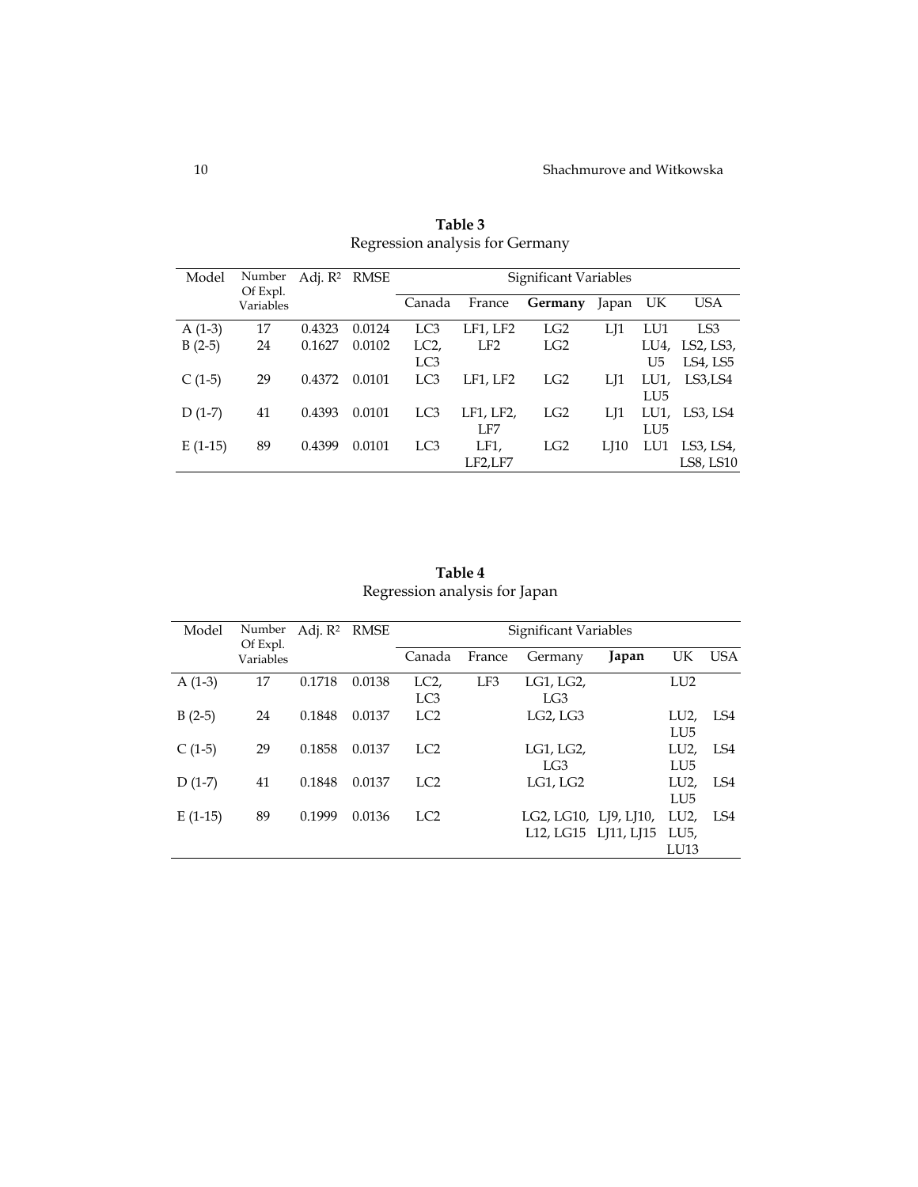**Table 3**
Regression analysis for Germany

| Model | Number Of Expl. Variables | Adj. $R^2$ | RMSE | Significant Variables | | | | | |
|---|---|---|---|---|---|---|---|---|---|
| | | | | Canada | France | **Germany** | Japan | UK | USA |
| A (1-3) | 17 | 0.4323 | 0.0124 | LC3 | LF1, LF2 | LG2 | LJ1 | LU1 | LS3 |
| B (2-5) | 24 | 0.1627 | 0.0102 | LC2, LC3 | LF2 | LG2 | | LU4, U5 | LS2, LS3, LS4, LS5 |
| C (1-5) | 29 | 0.4372 | 0.0101 | LC3 | LF1, LF2 | LG2 | LJ1 | LU1, LU5 | LS3,LS4 |
| D (1-7) | 41 | 0.4393 | 0.0101 | LC3 | LF1, LF2, LF7 | LG2 | LJ1 | LU1, LU5 | LS3, LS4 |
| E (1-15) | 89 | 0.4399 | 0.0101 | LC3 | LF1, LF2,LF7 | LG2 | LJ10 | LU1 | LS3, LS4, LS8, LS10 |

**Table 4**
Regression analysis for Japan

| Model | Number Of Expl. Variables | Adj. $R^2$ | RMSE | Significant Variables | | | | | |
|---|---|---|---|---|---|---|---|---|---|
| | | | | Canada | France | Germany | **Japan** | UK | USA |
| A (1-3) | 17 | 0.1718 | 0.0138 | LC2, LC3 | LF3 | LG1, LG2, LG3 | | LU2 | |
| B (2-5) | 24 | 0.1848 | 0.0137 | LC2 | | LG2, LG3 | | LU2, LU5 | LS4 |
| C (1-5) | 29 | 0.1858 | 0.0137 | LC2 | | LG1, LG2, LG3 | | LU2, LU5 | LS4 |
| D (1-7) | 41 | 0.1848 | 0.0137 | LC2 | | LG1, LG2 | | LU2, LU5 | LS4 |
| E (1-15) | 89 | 0.1999 | 0.0136 | LC2 | | LG2, LG10, L12, LG15 | LJ9, LJ10, LJ11, LJ15 | LU2, LU5, LU13 | LS4 |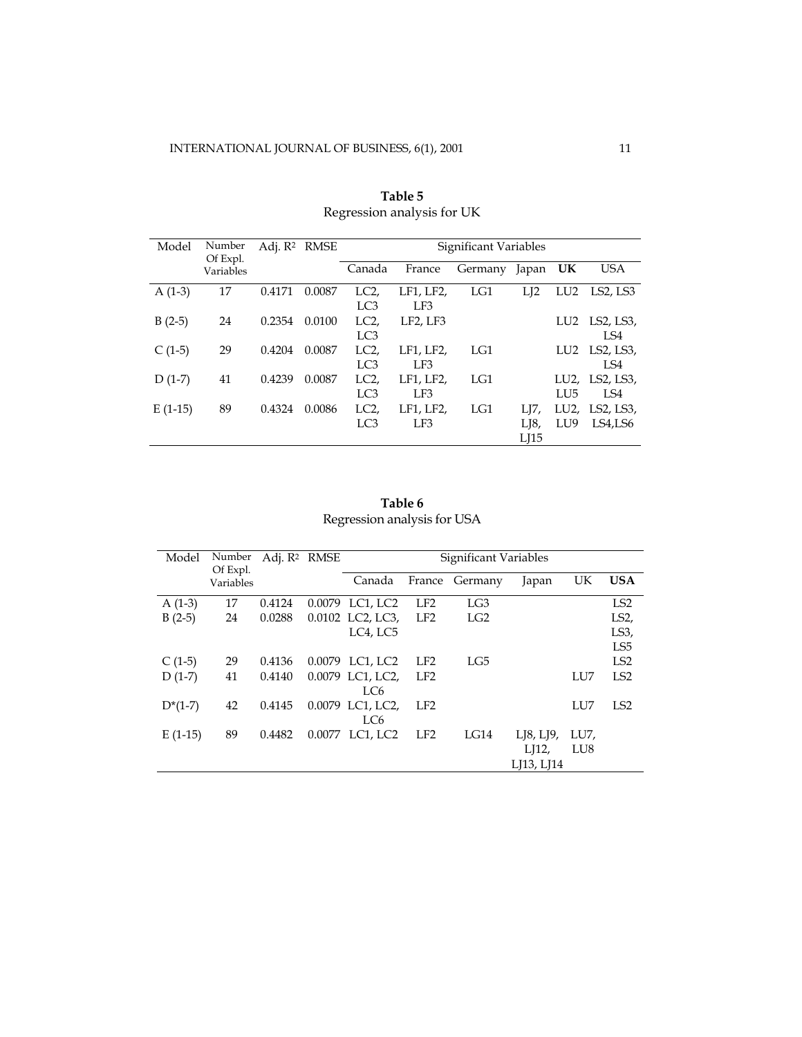**Table 5**
Regression analysis for UK

| Model | Number Of Expl. Variables | Adj. $R^2$ | RMSE | Significant Variables | | | | | |
|---|---|---|---|---|---|---|---|---|---|
| | | | | Canada | France | Germany | Japan | **UK** | USA |
| A (1-3) | 17 | 0.4171 | 0.0087 | LC2, LC3 | LF1, LF2, LF3 | LG1 | LJ2 | LU2 | LS2, LS3 |
| B (2-5) | 24 | 0.2354 | 0.0100 | LC2, LC3 | LF2, LF3 | | | LU2 | LS2, LS3, LS4 |
| C (1-5) | 29 | 0.4204 | 0.0087 | LC2, LC3 | LF1, LF2, LF3 | LG1 | | LU2 | LS2, LS3, LS4 |
| D (1-7) | 41 | 0.4239 | 0.0087 | LC2, LC3 | LF1, LF2, LF3 | LG1 | | LU2, LU5 | LS2, LS3, LS4 |
| E (1-15) | 89 | 0.4324 | 0.0086 | LC2, LC3 | LF1, LF2, LF3 | LG1 | LJ7, LJ8, LJ15 | LU2, LU9 | LS2, LS3, LS4,LS6 |

**Table 6**
Regression analysis for USA

| Model | Number Of Expl. Variables | Adj. $R^2$ | RMSE | Significant Variables | | | | | |
|---|---|---|---|---|---|---|---|---|---|
| | | | | Canada | France | Germany | Japan | UK | **USA** |
| A (1-3) | 17 | 0.4124 | 0.0079 | LC1, LC2 | LF2 | LG3 | | | LS2 |
| B (2-5) | 24 | 0.0288 | 0.0102 | LC2, LC3, LC4, LC5 | LF2 | LG2 | | | LS2, LS3, LS5 |
| C (1-5) | 29 | 0.4136 | 0.0079 | LC1, LC2 | LF2 | LG5 | | | LS2 |
| D (1-7) | 41 | 0.4140 | 0.0079 | LC1, LC2, LC6 | LF2 | | | LU7 | LS2 |
| D*(1-7) | 42 | 0.4145 | 0.0079 | LC1, LC2, LC6 | LF2 | | | LU7 | LS2 |
| E (1-15) | 89 | 0.4482 | 0.0077 | LC1, LC2 | LF2 | LG14 | LJ8, LJ9, LJ12, LJ13, LJ14 | LU7, LU8 | |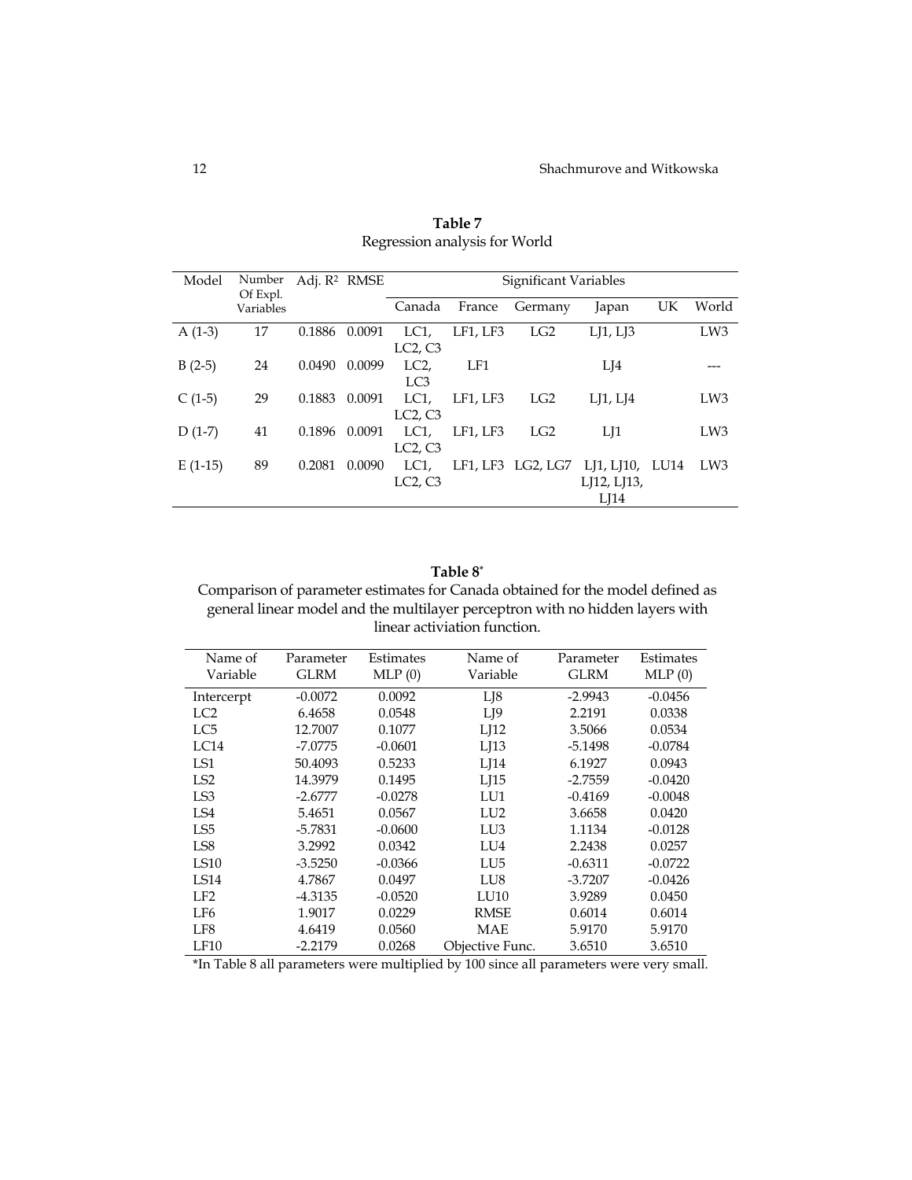**Table 7**
Regression analysis for World

| Model | Number Of Expl. Variables | Adj. $R^2$ | RMSE | Significant Variables | | | | | |
|---|---|---|---|---|---|---|---|---|---|
| | | | | Canada | France | Germany | Japan | UK | World |
| A (1-3) | 17 | 0.1886 | 0.0091 | LC1, LC2, C3 | LF1, LF3 | LG2 | LJ1, LJ3 | | LW3 |
| B (2-5) | 24 | 0.0490 | 0.0099 | LC2, LC3 | LF1 | | LJ4 | | --- |
| C (1-5) | 29 | 0.1883 | 0.0091 | LC1, LC2, C3 | LF1, LF3 | LG2 | LJ1, LJ4 | | LW3 |
| D (1-7) | 41 | 0.1896 | 0.0091 | LC1, LC2, C3 | LF1, LF3 | LG2 | LJ1 | | LW3 |
| E (1-15) | 89 | 0.2081 | 0.0090 | LC1, LC2, C3 | LF1, LF3 | LG2, LG7 | LJ1, LJ10, LJ12, LJ13, LJ14 | LU14 | LW3 |

**Table 8***
Comparison of parameter estimates for Canada obtained for the model defined as general linear model and the multilayer perceptron with no hidden layers with linear activiation function.

| Name of Variable | Parameter GLRM | Estimates MLP (0) | Name of Variable | Parameter GLRM | Estimates MLP (0) |
|---|---|---|---|---|---|
| Intercerpt | -0.0072 | 0.0092 | LJ8 | -2.9943 | -0.0456 |
| LC2 | 6.4658 | 0.0548 | LJ9 | 2.2191 | 0.0338 |
| LC5 | 12.7007 | 0.1077 | LJ12 | 3.5066 | 0.0534 |
| LC14 | -7.0775 | -0.0601 | LJ13 | -5.1498 | -0.0784 |
| LS1 | 50.4093 | 0.5233 | LJ14 | 6.1927 | 0.0943 |
| LS2 | 14.3979 | 0.1495 | LJ15 | -2.7559 | -0.0420 |
| LS3 | -2.6777 | -0.0278 | LU1 | -0.4169 | -0.0048 |
| LS4 | 5.4651 | 0.0567 | LU2 | 3.6658 | 0.0420 |
| LS5 | -5.7831 | -0.0600 | LU3 | 1.1134 | -0.0128 |
| LS8 | 3.2992 | 0.0342 | LU4 | 2.2438 | 0.0257 |
| LS10 | -3.5250 | -0.0366 | LU5 | -0.6311 | -0.0722 |
| LS14 | 4.7867 | 0.0497 | LU8 | -3.7207 | -0.0426 |
| LF2 | -4.3135 | -0.0520 | LU10 | 3.9289 | 0.0450 |
| LF6 | 1.9017 | 0.0229 | RMSE | 0.6014 | 0.6014 |
| LF8 | 4.6419 | 0.0560 | MAE | 5.9170 | 5.9170 |
| LF10 | -2.2179 | 0.0268 | Objective Func. | 3.6510 | 3.6510 |

*In Table 8 all parameters were multiplied by 100 since all parameters were very small.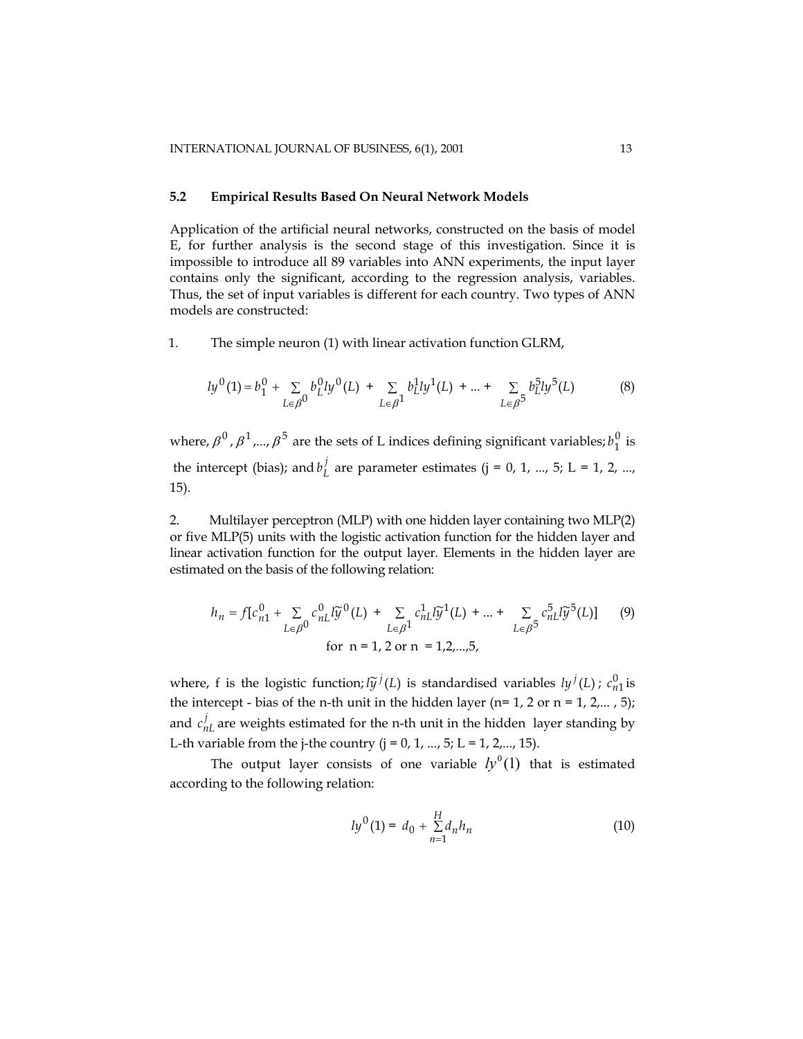### 5.2 Empirical Results Based On Neural Network Models

Application of the artificial neural networks, constructed on the basis of model E, for further analysis is the second stage of this investigation. Since it is impossible to introduce all 89 variables into ANN experiments, the input layer contains only the significant, according to the regression analysis, variables. Thus, the set of input variables is different for each country. Two types of ANN models are constructed:

1. The simple neuron (1) with linear activation function GLRM,

$$ly^0(1) = b_1^0 + \sum_{L \in \beta^0} b_L^0 ly^0(L) + \sum_{L \in \beta^1} b_L^1 ly^1(L) + \ldots + \sum_{L \in \beta^5} b_L^5 ly^5(L) \tag{8}$$

where, $\beta^0, \beta^1, \ldots, \beta^5$ are the sets of L indices defining significant variables; $b_1^0$ is the intercept (bias); and $b_L^j$ are parameter estimates (j = 0, 1, ..., 5; L = 1, 2, ..., 15).

2. Multilayer perceptron (MLP) with one hidden layer containing two MLP(2) or five MLP(5) units with the logistic activation function for the hidden layer and linear activation function for the output layer. Elements in the hidden layer are estimated on the basis of the following relation:

$$h_n = f[c_{n1}^0 + \sum_{L \in \beta^0} c_{nL}^0 l\tilde{y}^0(L) + \sum_{L \in \beta^1} c_{nL}^1 l\tilde{y}^1(L) + \ldots + \sum_{L \in \beta^5} c_{nL}^5 l\tilde{y}^5(L)] \tag{9}$$

$$\text{for } n = 1, 2 \text{ or } n = 1,2,\ldots,5,$$

where, f is the logistic function; $l\tilde{y}^j(L)$ is standardised variables $ly^j(L)$; $c_{n1}^0$ is the intercept - bias of the n-th unit in the hidden layer (n= 1, 2 or n = 1, 2,... , 5); and $c_{nL}^j$ are weights estimated for the n-th unit in the hidden layer standing by L-th variable from the j-the country (j = 0, 1, ..., 5; L = 1, 2,..., 15).

The output layer consists of one variable $ly^0(1)$ that is estimated according to the following relation:

$$ly^0(1) = d_0 + \sum_{n=1}^{H} d_n h_n \tag{10}$$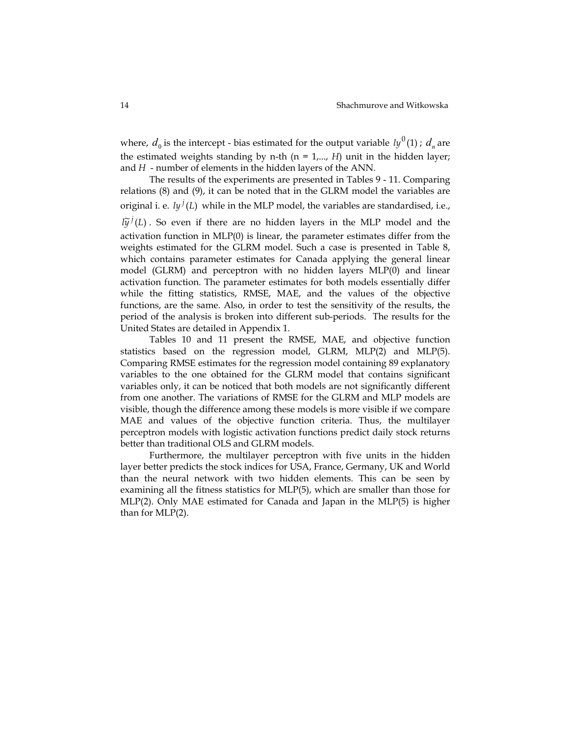where, $d_0$ is the intercept - bias estimated for the output variable $ly^0(1)$; $d_n$ are the estimated weights standing by n-th (n = 1,..., $H$) unit in the hidden layer; and $H$ - number of elements in the hidden layers of the ANN.

The results of the experiments are presented in Tables 9 - 11. Comparing relations (8) and (9), it can be noted that in the GLRM model the variables are original i. e. $ly^j(L)$ while in the MLP model, the variables are standardised, i.e., $l\tilde{y}^j(L)$. So even if there are no hidden layers in the MLP model and the activation function in MLP(0) is linear, the parameter estimates differ from the weights estimated for the GLRM model. Such a case is presented in Table 8, which contains parameter estimates for Canada applying the general linear model (GLRM) and perceptron with no hidden layers MLP(0) and linear activation function. The parameter estimates for both models essentially differ while the fitting statistics, RMSE, MAE, and the values of the objective functions, are the same. Also, in order to test the sensitivity of the results, the period of the analysis is broken into different sub-periods. The results for the United States are detailed in Appendix 1.

Tables 10 and 11 present the RMSE, MAE, and objective function statistics based on the regression model, GLRM, MLP(2) and MLP(5). Comparing RMSE estimates for the regression model containing 89 explanatory variables to the one obtained for the GLRM model that contains significant variables only, it can be noticed that both models are not significantly different from one another. The variations of RMSE for the GLRM and MLP models are visible, though the difference among these models is more visible if we compare MAE and values of the objective function criteria. Thus, the multilayer perceptron models with logistic activation functions predict daily stock returns better than traditional OLS and GLRM models.

Furthermore, the multilayer perceptron with five units in the hidden layer better predicts the stock indices for USA, France, Germany, UK and World than the neural network with two hidden elements. This can be seen by examining all the fitness statistics for MLP(5), which are smaller than those for MLP(2). Only MAE estimated for Canada and Japan in the MLP(5) is higher than for MLP(2).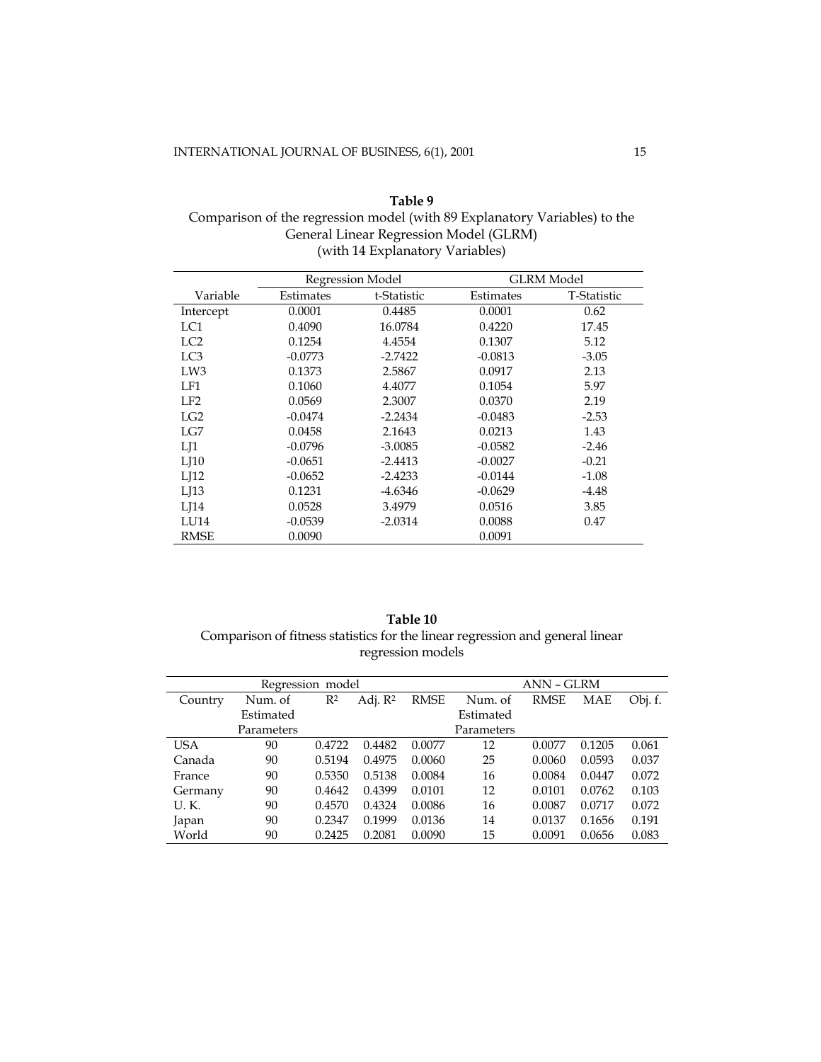**Table 9**
Comparison of the regression model (with 89 Explanatory Variables) to the General Linear Regression Model (GLRM) (with 14 Explanatory Variables)

| | Regression Model | | GLRM Model | |
|---|---|---|---|---|
| Variable | Estimates | t-Statistic | Estimates | T-Statistic |
| Intercept | 0.0001 | 0.4485 | 0.0001 | 0.62 |
| LC1 | 0.4090 | 16.0784 | 0.4220 | 17.45 |
| LC2 | 0.1254 | 4.4554 | 0.1307 | 5.12 |
| LC3 | -0.0773 | -2.7422 | -0.0813 | -3.05 |
| LW3 | 0.1373 | 2.5867 | 0.0917 | 2.13 |
| LF1 | 0.1060 | 4.4077 | 0.1054 | 5.97 |
| LF2 | 0.0569 | 2.3007 | 0.0370 | 2.19 |
| LG2 | -0.0474 | -2.2434 | -0.0483 | -2.53 |
| LG7 | 0.0458 | 2.1643 | 0.0213 | 1.43 |
| LJ1 | -0.0796 | -3.0085 | -0.0582 | -2.46 |
| LJ10 | -0.0651 | -2.4413 | -0.0027 | -0.21 |
| LJ12 | -0.0652 | -2.4233 | -0.0144 | -1.08 |
| LJ13 | 0.1231 | -4.6346 | -0.0629 | -4.48 |
| LJ14 | 0.0528 | 3.4979 | 0.0516 | 3.85 |
| LU14 | -0.0539 | -2.0314 | 0.0088 | 0.47 |
| RMSE | 0.0090 | | 0.0091 | |

**Table 10**
Comparison of fitness statistics for the linear regression and general linear regression models

| | Regression model | | | | ANN – GLRM | | | |
|---|---|---|---|---|---|---|---|---|
| Country | Num. of Estimated Parameters | $R^2$ | Adj. $R^2$ | RMSE | Num. of Estimated Parameters | RMSE | MAE | Obj. f. |
| USA | 90 | 0.4722 | 0.4482 | 0.0077 | 12 | 0.0077 | 0.1205 | 0.061 |
| Canada | 90 | 0.5194 | 0.4975 | 0.0060 | 25 | 0.0060 | 0.0593 | 0.037 |
| France | 90 | 0.5350 | 0.5138 | 0.0084 | 16 | 0.0084 | 0.0447 | 0.072 |
| Germany | 90 | 0.4642 | 0.4399 | 0.0101 | 12 | 0.0101 | 0.0762 | 0.103 |
| U. K. | 90 | 0.4570 | 0.4324 | 0.0086 | 16 | 0.0087 | 0.0717 | 0.072 |
| Japan | 90 | 0.2347 | 0.1999 | 0.0136 | 14 | 0.0137 | 0.1656 | 0.191 |
| World | 90 | 0.2425 | 0.2081 | 0.0090 | 15 | 0.0091 | 0.0656 | 0.083 |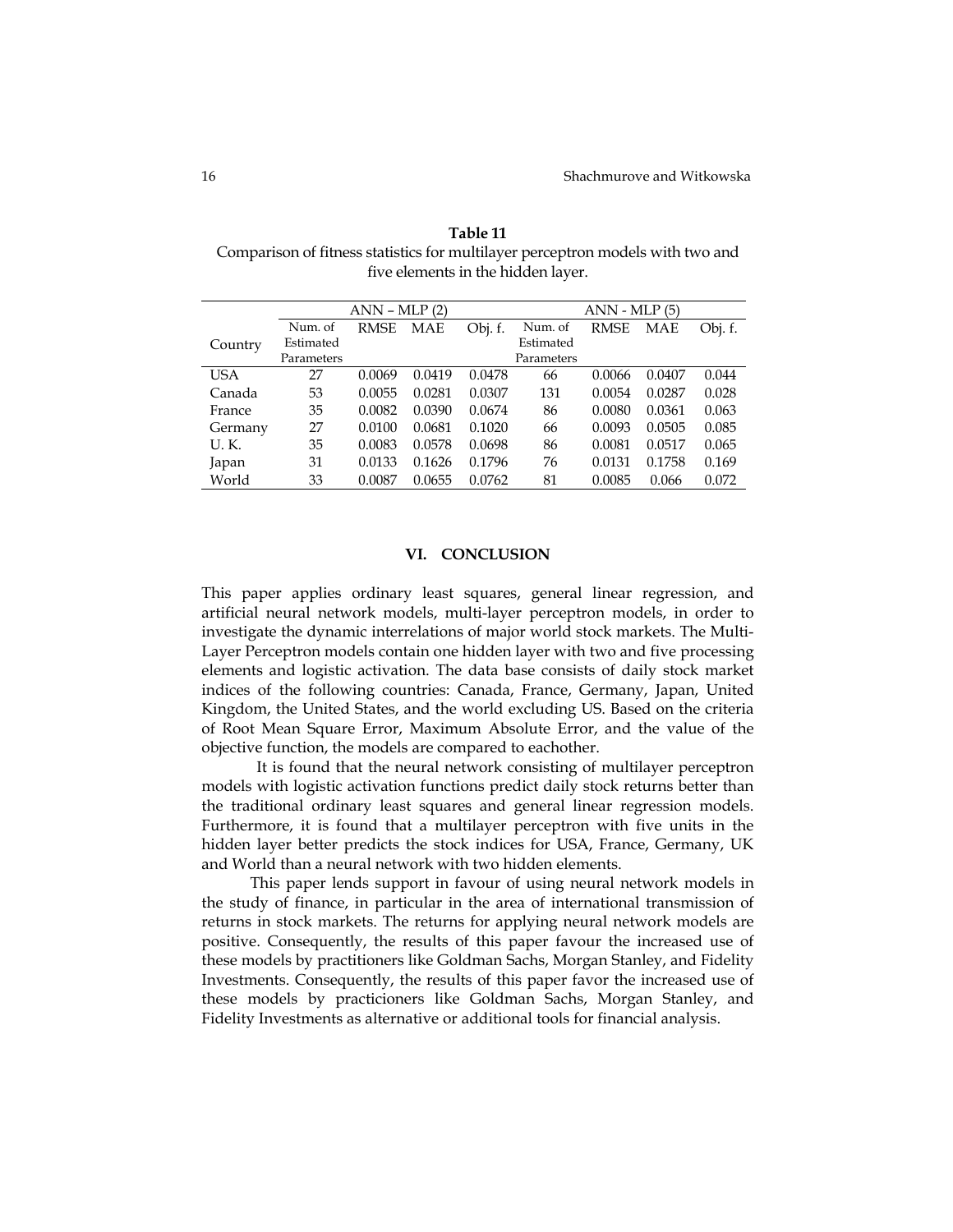**Table 11**
Comparison of fitness statistics for multilayer perceptron models with two and five elements in the hidden layer.

| Country | ANN – MLP (2) | | | | ANN - MLP (5) | | | |
|---|---|---|---|---|---|---|---|---|
| | Num. of Estimated Parameters | RMSE | MAE | Obj. f. | Num. of Estimated Parameters | RMSE | MAE | Obj. f. |
| USA | 27 | 0.0069 | 0.0419 | 0.0478 | 66 | 0.0066 | 0.0407 | 0.044 |
| Canada | 53 | 0.0055 | 0.0281 | 0.0307 | 131 | 0.0054 | 0.0287 | 0.028 |
| France | 35 | 0.0082 | 0.0390 | 0.0674 | 86 | 0.0080 | 0.0361 | 0.063 |
| Germany | 27 | 0.0100 | 0.0681 | 0.1020 | 66 | 0.0093 | 0.0505 | 0.085 |
| U. K. | 35 | 0.0083 | 0.0578 | 0.0698 | 86 | 0.0081 | 0.0517 | 0.065 |
| Japan | 31 | 0.0133 | 0.1626 | 0.1796 | 76 | 0.0131 | 0.1758 | 0.169 |
| World | 33 | 0.0087 | 0.0655 | 0.0762 | 81 | 0.0085 | 0.066 | 0.072 |

## VI. CONCLUSION

This paper applies ordinary least squares, general linear regression, and artificial neural network models, multi-layer perceptron models, in order to investigate the dynamic interrelations of major world stock markets. The Multi-Layer Perceptron models contain one hidden layer with two and five processing elements and logistic activation. The data base consists of daily stock market indices of the following countries: Canada, France, Germany, Japan, United Kingdom, the United States, and the world excluding US. Based on the criteria of Root Mean Square Error, Maximum Absolute Error, and the value of the objective function, the models are compared to eachother.

It is found that the neural network consisting of multilayer perceptron models with logistic activation functions predict daily stock returns better than the traditional ordinary least squares and general linear regression models. Furthermore, it is found that a multilayer perceptron with five units in the hidden layer better predicts the stock indices for USA, France, Germany, UK and World than a neural network with two hidden elements.

This paper lends support in favour of using neural network models in the study of finance, in particular in the area of international transmission of returns in stock markets. The returns for applying neural network models are positive. Consequently, the results of this paper favour the increased use of these models by practitioners like Goldman Sachs, Morgan Stanley, and Fidelity Investments. Consequently, the results of this paper favor the increased use of these models by practicioners like Goldman Sachs, Morgan Stanley, and Fidelity Investments as alternative or additional tools for financial analysis.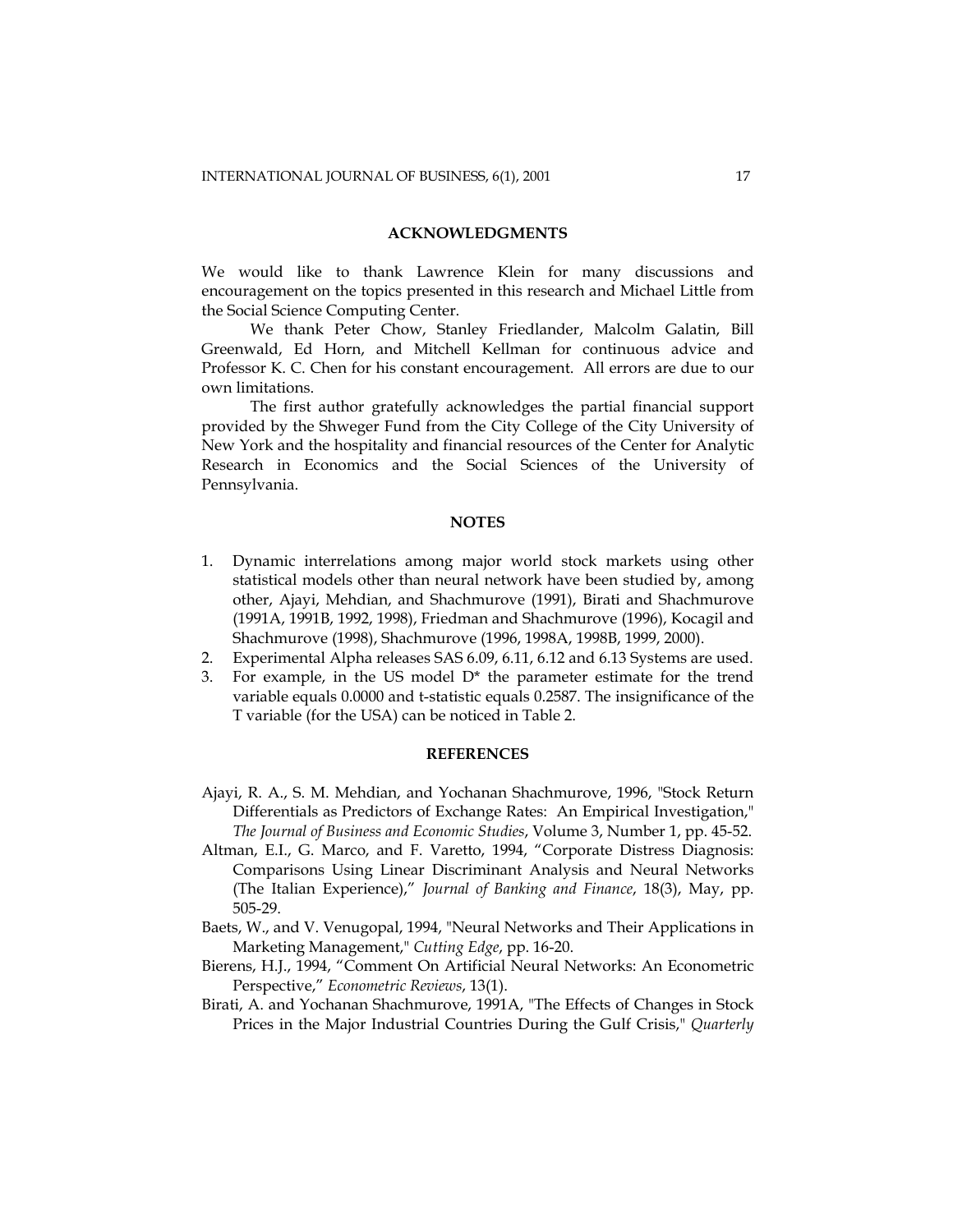## ACKNOWLEDGMENTS

We would like to thank Lawrence Klein for many discussions and encouragement on the topics presented in this research and Michael Little from the Social Science Computing Center.

We thank Peter Chow, Stanley Friedlander, Malcolm Galatin, Bill Greenwald, Ed Horn, and Mitchell Kellman for continuous advice and Professor K. C. Chen for his constant encouragement. All errors are due to our own limitations.

The first author gratefully acknowledges the partial financial support provided by the Shweger Fund from the City College of the City University of New York and the hospitality and financial resources of the Center for Analytic Research in Economics and the Social Sciences of the University of Pennsylvania.

## NOTES

1. Dynamic interrelations among major world stock markets using other statistical models other than neural network have been studied by, among other, Ajayi, Mehdian, and Shachmurove (1991), Birati and Shachmurove (1991A, 1991B, 1992, 1998), Friedman and Shachmurove (1996), Kocagil and Shachmurove (1998), Shachmurove (1996, 1998A, 1998B, 1999, 2000).
2. Experimental Alpha releases SAS 6.09, 6.11, 6.12 and 6.13 Systems are used.
3. For example, in the US model D* the parameter estimate for the trend variable equals 0.0000 and t-statistic equals 0.2587. The insignificance of the T variable (for the USA) can be noticed in Table 2.

## REFERENCES

Ajayi, R. A., S. M. Mehdian, and Yochanan Shachmurove, 1996, "Stock Return Differentials as Predictors of Exchange Rates: An Empirical Investigation," *The Journal of Business and Economic Studies*, Volume 3, Number 1, pp. 45-52.

Altman, E.I., G. Marco, and F. Varetto, 1994, "Corporate Distress Diagnosis: Comparisons Using Linear Discriminant Analysis and Neural Networks (The Italian Experience)," *Journal of Banking and Finance*, 18(3), May, pp. 505-29.

Baets, W., and V. Venugopal, 1994, "Neural Networks and Their Applications in Marketing Management," *Cutting Edge*, pp. 16-20.

Bierens, H.J., 1994, "Comment On Artificial Neural Networks: An Econometric Perspective," *Econometric Reviews*, 13(1).

Birati, A. and Yochanan Shachmurove, 1991A, "The Effects of Changes in Stock Prices in the Major Industrial Countries During the Gulf Crisis," *Quarterly*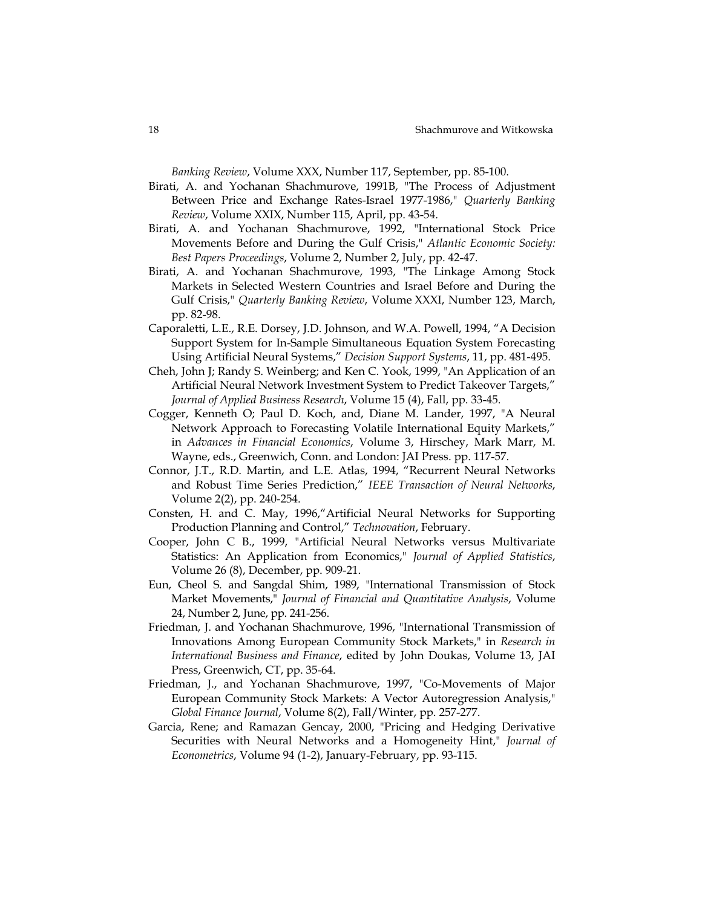*Banking Review*, Volume XXX, Number 117, September, pp. 85-100.

Birati, A. and Yochanan Shachmurove, 1991B, "The Process of Adjustment Between Price and Exchange Rates-Israel 1977-1986," *Quarterly Banking Review*, Volume XXIX, Number 115, April, pp. 43-54.

Birati, A. and Yochanan Shachmurove, 1992, "International Stock Price Movements Before and During the Gulf Crisis," *Atlantic Economic Society: Best Papers Proceedings*, Volume 2, Number 2, July, pp. 42-47.

Birati, A. and Yochanan Shachmurove, 1993, "The Linkage Among Stock Markets in Selected Western Countries and Israel Before and During the Gulf Crisis," *Quarterly Banking Review*, Volume XXXI, Number 123, March, pp. 82-98.

Caporaletti, L.E., R.E. Dorsey, J.D. Johnson, and W.A. Powell, 1994, "A Decision Support System for In-Sample Simultaneous Equation System Forecasting Using Artificial Neural Systems," *Decision Support Systems*, 11, pp. 481-495.

Cheh, John J; Randy S. Weinberg; and Ken C. Yook, 1999, "An Application of an Artificial Neural Network Investment System to Predict Takeover Targets," *Journal of Applied Business Research*, Volume 15 (4), Fall, pp. 33-45.

Cogger, Kenneth O; Paul D. Koch, and, Diane M. Lander, 1997, "A Neural Network Approach to Forecasting Volatile International Equity Markets," in *Advances in Financial Economics*, Volume 3, Hirschey, Mark Marr, M. Wayne, eds., Greenwich, Conn. and London: JAI Press. pp. 117-57.

Connor, J.T., R.D. Martin, and L.E. Atlas, 1994, "Recurrent Neural Networks and Robust Time Series Prediction," *IEEE Transaction of Neural Networks*, Volume 2(2), pp. 240-254.

Consten, H. and C. May, 1996,"Artificial Neural Networks for Supporting Production Planning and Control," *Technovation*, February.

Cooper, John C B., 1999, "Artificial Neural Networks versus Multivariate Statistics: An Application from Economics," *Journal of Applied Statistics*, Volume 26 (8), December, pp. 909-21.

Eun, Cheol S. and Sangdal Shim, 1989, "International Transmission of Stock Market Movements," *Journal of Financial and Quantitative Analysis*, Volume 24, Number 2, June, pp. 241-256.

Friedman, J. and Yochanan Shachmurove, 1996, "International Transmission of Innovations Among European Community Stock Markets," in *Research in International Business and Finance*, edited by John Doukas, Volume 13, JAI Press, Greenwich, CT, pp. 35-64.

Friedman, J., and Yochanan Shachmurove, 1997, "Co-Movements of Major European Community Stock Markets: A Vector Autoregression Analysis," *Global Finance Journal*, Volume 8(2), Fall/Winter, pp. 257-277.

Garcia, Rene; and Ramazan Gencay, 2000, "Pricing and Hedging Derivative Securities with Neural Networks and a Homogeneity Hint," *Journal of Econometrics*, Volume 94 (1-2), January-February, pp. 93-115.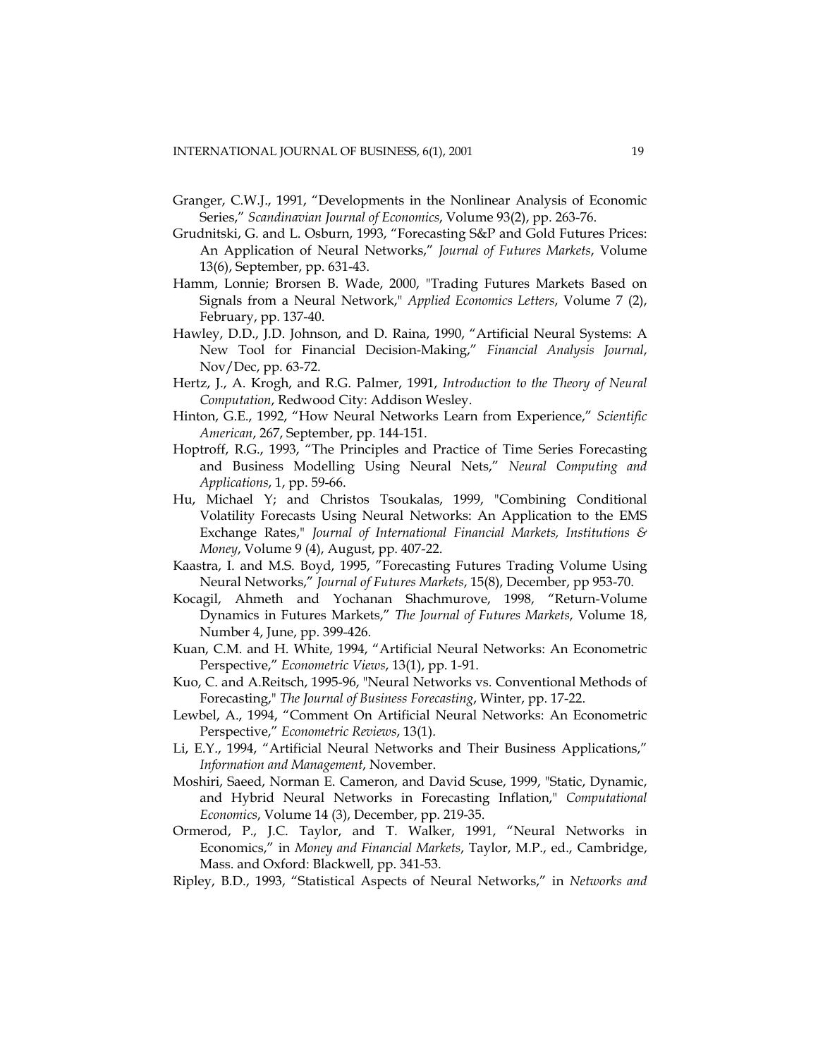Granger, C.W.J., 1991, "Developments in the Nonlinear Analysis of Economic Series," *Scandinavian Journal of Economics*, Volume 93(2), pp. 263-76.

Grudnitski, G. and L. Osburn, 1993, "Forecasting S&P and Gold Futures Prices: An Application of Neural Networks," *Journal of Futures Markets*, Volume 13(6), September, pp. 631-43.

Hamm, Lonnie; Brorsen B. Wade, 2000, "Trading Futures Markets Based on Signals from a Neural Network," *Applied Economics Letters*, Volume 7 (2), February, pp. 137-40.

Hawley, D.D., J.D. Johnson, and D. Raina, 1990, "Artificial Neural Systems: A New Tool for Financial Decision-Making," *Financial Analysis Journal*, Nov/Dec, pp. 63-72.

Hertz, J., A. Krogh, and R.G. Palmer, 1991, *Introduction to the Theory of Neural Computation*, Redwood City: Addison Wesley.

Hinton, G.E., 1992, "How Neural Networks Learn from Experience," *Scientific American*, 267, September, pp. 144-151.

Hoptroff, R.G., 1993, "The Principles and Practice of Time Series Forecasting and Business Modelling Using Neural Nets," *Neural Computing and Applications*, 1, pp. 59-66.

Hu, Michael Y; and Christos Tsoukalas, 1999, "Combining Conditional Volatility Forecasts Using Neural Networks: An Application to the EMS Exchange Rates," *Journal of International Financial Markets, Institutions & Money*, Volume 9 (4), August, pp. 407-22.

Kaastra, I. and M.S. Boyd, 1995, "Forecasting Futures Trading Volume Using Neural Networks," *Journal of Futures Markets*, 15(8), December, pp 953-70.

Kocagil, Ahmeth and Yochanan Shachmurove, 1998, "Return-Volume Dynamics in Futures Markets," *The Journal of Futures Markets*, Volume 18, Number 4, June, pp. 399-426.

Kuan, C.M. and H. White, 1994, "Artificial Neural Networks: An Econometric Perspective," *Econometric Views*, 13(1), pp. 1-91.

Kuo, C. and A.Reitsch, 1995-96, "Neural Networks vs. Conventional Methods of Forecasting," *The Journal of Business Forecasting*, Winter, pp. 17-22.

Lewbel, A., 1994, "Comment On Artificial Neural Networks: An Econometric Perspective," *Econometric Reviews*, 13(1).

Li, E.Y., 1994, "Artificial Neural Networks and Their Business Applications," *Information and Management*, November.

Moshiri, Saeed, Norman E. Cameron, and David Scuse, 1999, "Static, Dynamic, and Hybrid Neural Networks in Forecasting Inflation," *Computational Economics*, Volume 14 (3), December, pp. 219-35.

Ormerod, P., J.C. Taylor, and T. Walker, 1991, "Neural Networks in Economics," in *Money and Financial Markets*, Taylor, M.P., ed., Cambridge, Mass. and Oxford: Blackwell, pp. 341-53.

Ripley, B.D., 1993, "Statistical Aspects of Neural Networks," in *Networks and*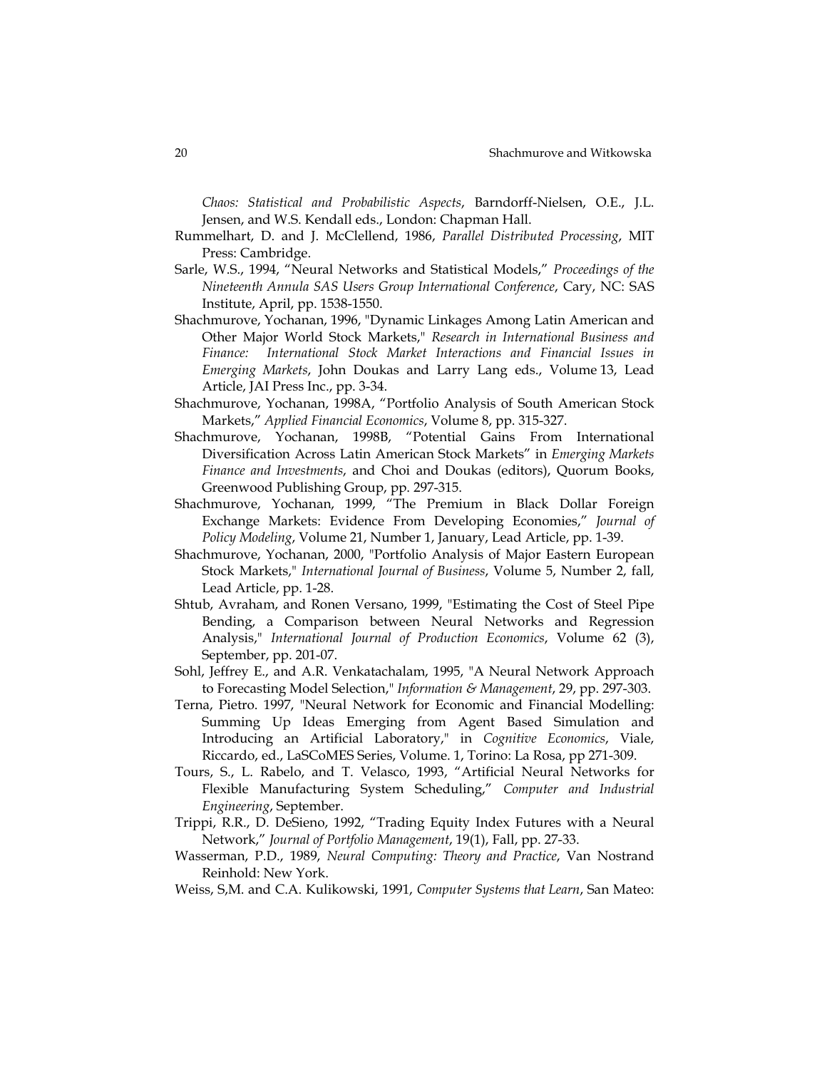*Chaos: Statistical and Probabilistic Aspects*, Barndorff-Nielsen, O.E., J.L. Jensen, and W.S. Kendall eds., London: Chapman Hall.

Rummelhart, D. and J. McClellend, 1986, *Parallel Distributed Processing*, MIT Press: Cambridge.

Sarle, W.S., 1994, "Neural Networks and Statistical Models," *Proceedings of the Nineteenth Annula SAS Users Group International Conference*, Cary, NC: SAS Institute, April, pp. 1538-1550.

Shachmurove, Yochanan, 1996, "Dynamic Linkages Among Latin American and Other Major World Stock Markets," *Research in International Business and Finance: International Stock Market Interactions and Financial Issues in Emerging Markets*, John Doukas and Larry Lang eds., Volume 13, Lead Article, JAI Press Inc., pp. 3-34.

Shachmurove, Yochanan, 1998A, "Portfolio Analysis of South American Stock Markets," *Applied Financial Economics*, Volume 8, pp. 315-327.

Shachmurove, Yochanan, 1998B, "Potential Gains From International Diversification Across Latin American Stock Markets" in *Emerging Markets Finance and Investments*, and Choi and Doukas (editors), Quorum Books, Greenwood Publishing Group, pp. 297-315.

Shachmurove, Yochanan, 1999, "The Premium in Black Dollar Foreign Exchange Markets: Evidence From Developing Economies," *Journal of Policy Modeling*, Volume 21, Number 1, January, Lead Article, pp. 1-39.

Shachmurove, Yochanan, 2000, "Portfolio Analysis of Major Eastern European Stock Markets," *International Journal of Business*, Volume 5, Number 2, fall, Lead Article, pp. 1-28.

Shtub, Avraham, and Ronen Versano, 1999, "Estimating the Cost of Steel Pipe Bending, a Comparison between Neural Networks and Regression Analysis," *International Journal of Production Economics*, Volume 62 (3), September, pp. 201-07.

Sohl, Jeffrey E., and A.R. Venkatachalam, 1995, "A Neural Network Approach to Forecasting Model Selection," *Information & Management*, 29, pp. 297-303.

Terna, Pietro. 1997, "Neural Network for Economic and Financial Modelling: Summing Up Ideas Emerging from Agent Based Simulation and Introducing an Artificial Laboratory," in *Cognitive Economics*, Viale, Riccardo, ed., LaSCoMES Series, Volume. 1, Torino: La Rosa, pp 271-309.

Tours, S., L. Rabelo, and T. Velasco, 1993, "Artificial Neural Networks for Flexible Manufacturing System Scheduling," *Computer and Industrial Engineering*, September.

Trippi, R.R., D. DeSieno, 1992, "Trading Equity Index Futures with a Neural Network," *Journal of Portfolio Management*, 19(1), Fall, pp. 27-33.

Wasserman, P.D., 1989, *Neural Computing: Theory and Practice*, Van Nostrand Reinhold: New York.

Weiss, S,M. and C.A. Kulikowski, 1991, *Computer Systems that Learn*, San Mateo: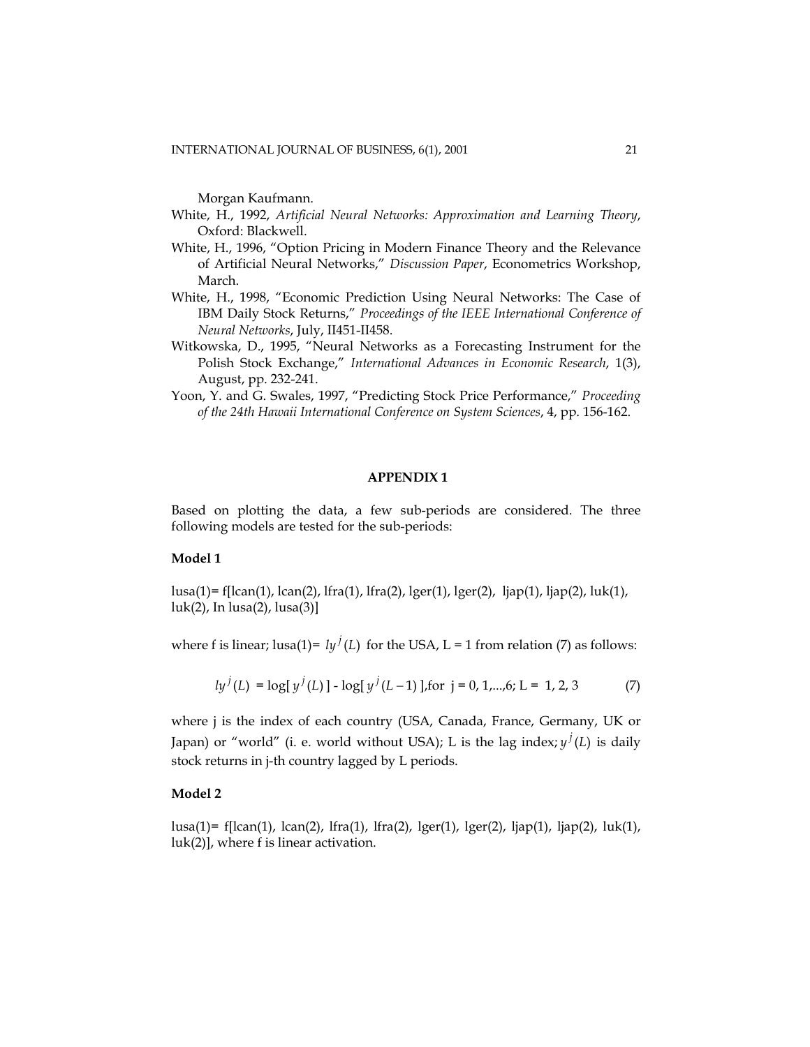Morgan Kaufmann.

White, H., 1992, *Artificial Neural Networks: Approximation and Learning Theory*, Oxford: Blackwell.

White, H., 1996, "Option Pricing in Modern Finance Theory and the Relevance of Artificial Neural Networks," *Discussion Paper*, Econometrics Workshop, March.

White, H., 1998, "Economic Prediction Using Neural Networks: The Case of IBM Daily Stock Returns," *Proceedings of the IEEE International Conference of Neural Networks*, July, II451-II458.

Witkowska, D., 1995, "Neural Networks as a Forecasting Instrument for the Polish Stock Exchange," *International Advances in Economic Research*, 1(3), August, pp. 232-241.

Yoon, Y. and G. Swales, 1997, "Predicting Stock Price Performance," *Proceeding of the 24th Hawaii International Conference on System Sciences*, 4, pp. 156-162.

## APPENDIX 1

Based on plotting the data, a few sub-periods are considered. The three following models are tested for the sub-periods:

### Model 1

lusa(1)= f[lcan(1), lcan(2), lfra(1), lfra(2), lger(1), lger(2), ljap(1), ljap(2), luk(1), luk(2), In lusa(2), lusa(3)]

where f is linear; lusa(1)= $ly^{j}(L)$ for the USA, L = 1 from relation (7) as follows:

$$ly^{j}(L) = \log[\, y^{j}(L)\,] - \log[\, y^{j}(L-1)\,], \text{for } j = 0, 1, \ldots, 6;\ L = 1, 2, 3 \qquad (7)$$

where j is the index of each country (USA, Canada, France, Germany, UK or Japan) or "world" (i. e. world without USA); L is the lag index; $y^{j}(L)$ is daily stock returns in j-th country lagged by L periods.

### Model 2

lusa(1)= f[lcan(1), lcan(2), lfra(1), lfra(2), lger(1), lger(2), ljap(1), ljap(2), luk(1), luk(2)], where f is linear activation.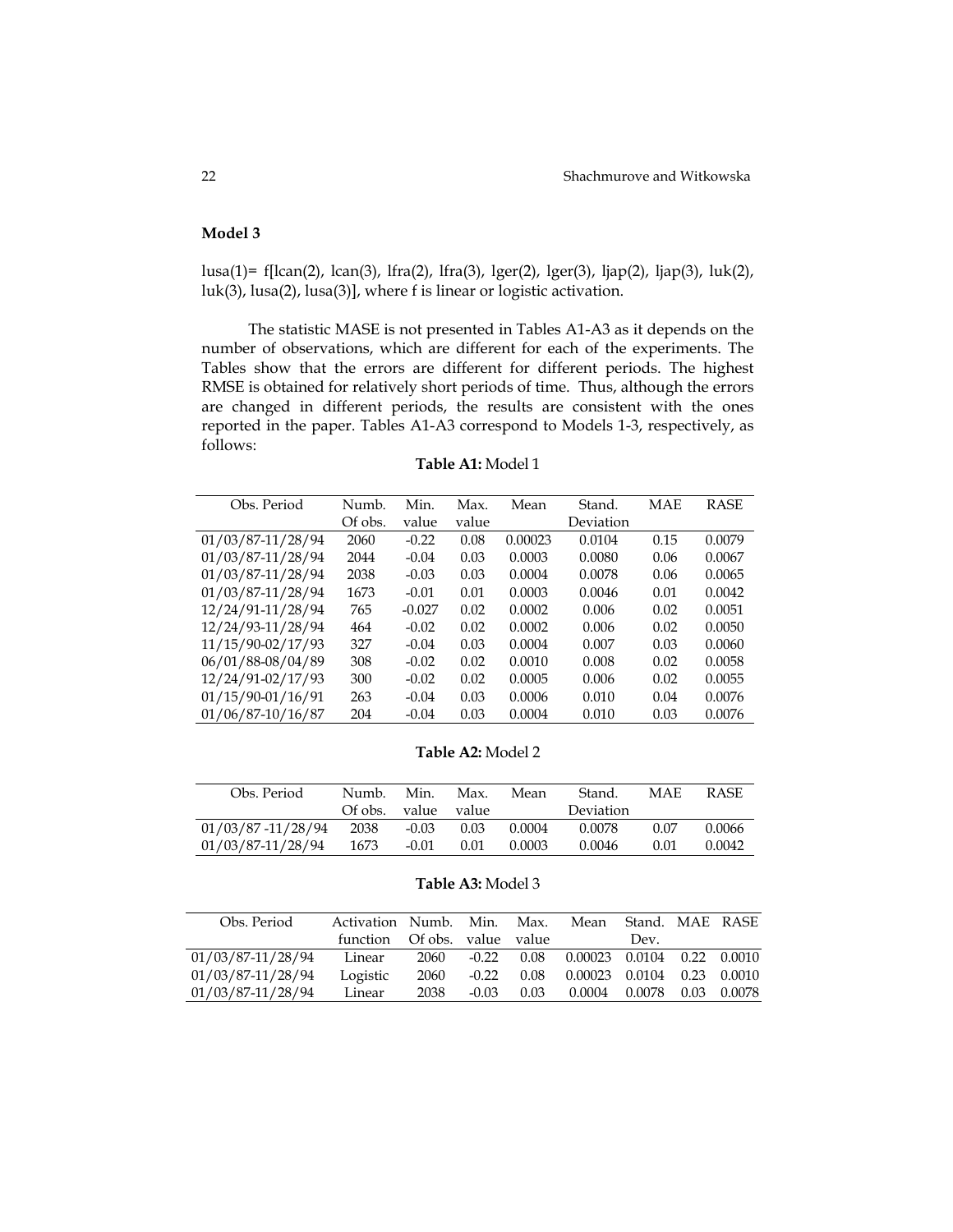**Model 3**

lusa(1)= f[lcan(2), lcan(3), lfra(2), lfra(3), lger(2), lger(3), ljap(2), ljap(3), luk(2), luk(3), lusa(2), lusa(3)], where f is linear or logistic activation.

The statistic MASE is not presented in Tables A1-A3 as it depends on the number of observations, which are different for each of the experiments. The Tables show that the errors are different for different periods. The highest RMSE is obtained for relatively short periods of time. Thus, although the errors are changed in different periods, the results are consistent with the ones reported in the paper. Tables A1-A3 correspond to Models 1-3, respectively, as follows:

**Table A1:** Model 1

| Obs. Period | Numb. Of obs. | Min. value | Max. value | Mean | Stand. Deviation | MAE | RASE |
|---|---|---|---|---|---|---|---|
| 01/03/87-11/28/94 | 2060 | -0.22 | 0.08 | 0.00023 | 0.0104 | 0.15 | 0.0079 |
| 01/03/87-11/28/94 | 2044 | -0.04 | 0.03 | 0.0003 | 0.0080 | 0.06 | 0.0067 |
| 01/03/87-11/28/94 | 2038 | -0.03 | 0.03 | 0.0004 | 0.0078 | 0.06 | 0.0065 |
| 01/03/87-11/28/94 | 1673 | -0.01 | 0.01 | 0.0003 | 0.0046 | 0.01 | 0.0042 |
| 12/24/91-11/28/94 | 765 | -0.027 | 0.02 | 0.0002 | 0.006 | 0.02 | 0.0051 |
| 12/24/93-11/28/94 | 464 | -0.02 | 0.02 | 0.0002 | 0.006 | 0.02 | 0.0050 |
| 11/15/90-02/17/93 | 327 | -0.04 | 0.03 | 0.0004 | 0.007 | 0.03 | 0.0060 |
| 06/01/88-08/04/89 | 308 | -0.02 | 0.02 | 0.0010 | 0.008 | 0.02 | 0.0058 |
| 12/24/91-02/17/93 | 300 | -0.02 | 0.02 | 0.0005 | 0.006 | 0.02 | 0.0055 |
| 01/15/90-01/16/91 | 263 | -0.04 | 0.03 | 0.0006 | 0.010 | 0.04 | 0.0076 |
| 01/06/87-10/16/87 | 204 | -0.04 | 0.03 | 0.0004 | 0.010 | 0.03 | 0.0076 |

**Table A2:** Model 2

| Obs. Period | Numb. Of obs. | Min. value | Max. value | Mean | Stand. Deviation | MAE | RASE |
|---|---|---|---|---|---|---|---|
| 01/03/87 -11/28/94 | 2038 | -0.03 | 0.03 | 0.0004 | 0.0078 | 0.07 | 0.0066 |
| 01/03/87-11/28/94 | 1673 | -0.01 | 0.01 | 0.0003 | 0.0046 | 0.01 | 0.0042 |

**Table A3:** Model 3

| Obs. Period | Activation function | Numb. Of obs. | Min. value | Max. value | Mean | Stand. Dev. | MAE | RASE |
|---|---|---|---|---|---|---|---|---|
| 01/03/87-11/28/94 | Linear | 2060 | -0.22 | 0.08 | 0.00023 | 0.0104 | 0.22 | 0.0010 |
| 01/03/87-11/28/94 | Logistic | 2060 | -0.22 | 0.08 | 0.00023 | 0.0104 | 0.23 | 0.0010 |
| 01/03/87-11/28/94 | Linear | 2038 | -0.03 | 0.03 | 0.0004 | 0.0078 | 0.03 | 0.0078 |